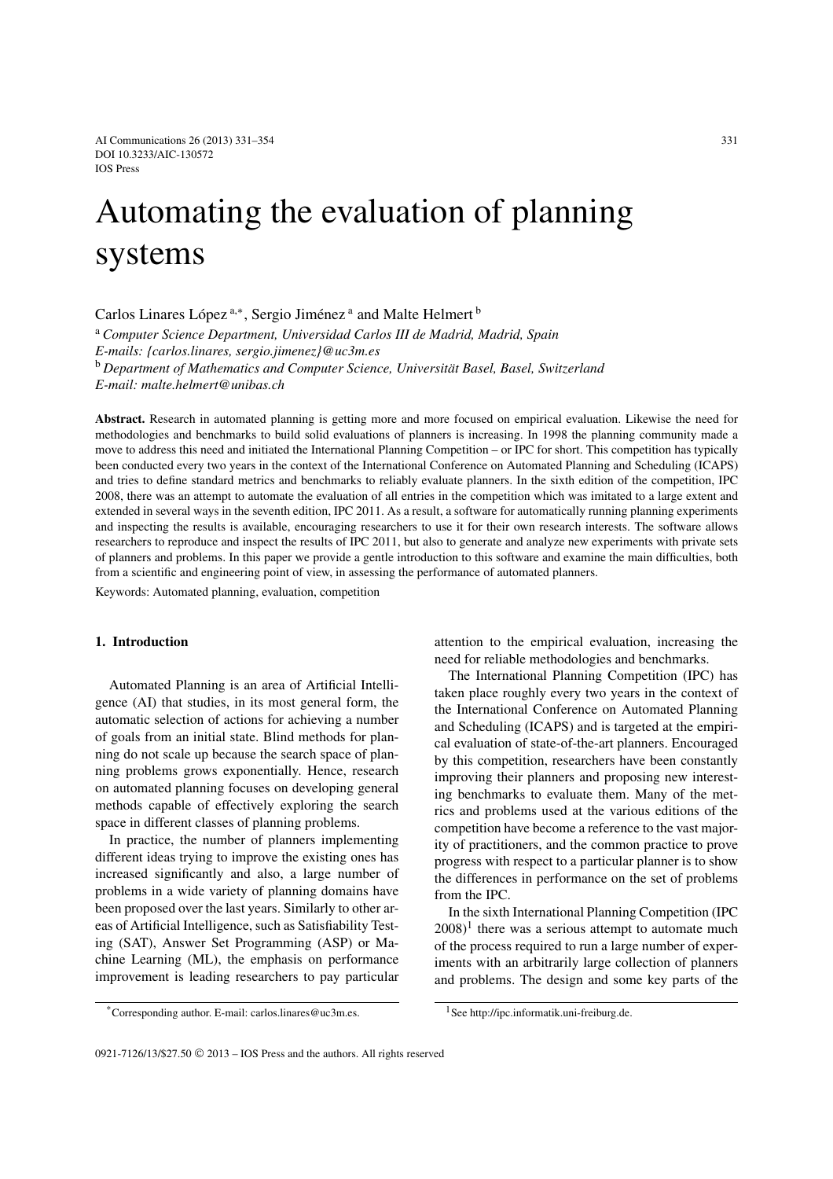# Automating the evaluation of planning systems

Carlos Linares López [a,*], Sergio Jiménez [a] and Malte Helmert [b]

[a] *Computer Science Department, Universidad Carlos III de Madrid, Madrid, Spain*
*E-mails: {carlos.linares, sergio.jimenez}@uc3m.es*

[b] *Department of Mathematics and Computer Science, Universität Basel, Basel, Switzerland*
*E-mail: malte.helmert@unibas.ch*

**Abstract.** Research in automated planning is getting more and more focused on empirical evaluation. Likewise the need for methodologies and benchmarks to build solid evaluations of planners is increasing. In 1998 the planning community made a move to address this need and initiated the International Planning Competition – or IPC for short. This competition has typically been conducted every two years in the context of the International Conference on Automated Planning and Scheduling (ICAPS) and tries to define standard metrics and benchmarks to reliably evaluate planners. In the sixth edition of the competition, IPC 2008, there was an attempt to automate the evaluation of all entries in the competition which was imitated to a large extent and extended in several ways in the seventh edition, IPC 2011. As a result, a software for automatically running planning experiments and inspecting the results is available, encouraging researchers to use it for their own research interests. The software allows researchers to reproduce and inspect the results of IPC 2011, but also to generate and analyze new experiments with private sets of planners and problems. In this paper we provide a gentle introduction to this software and examine the main difficulties, both from a scientific and engineering point of view, in assessing the performance of automated planners.

Keywords: Automated planning, evaluation, competition

## 1. Introduction

Automated Planning is an area of Artificial Intelligence (AI) that studies, in its most general form, the automatic selection of actions for achieving a number of goals from an initial state. Blind methods for planning do not scale up because the search space of planning problems grows exponentially. Hence, research on automated planning focuses on developing general methods capable of effectively exploring the search space in different classes of planning problems.

In practice, the number of planners implementing different ideas trying to improve the existing ones has increased significantly and also, a large number of problems in a wide variety of planning domains have been proposed over the last years. Similarly to other areas of Artificial Intelligence, such as Satisfiability Testing (SAT), Answer Set Programming (ASP) or Machine Learning (ML), the emphasis on performance improvement is leading researchers to pay particular attention to the empirical evaluation, increasing the need for reliable methodologies and benchmarks.

The International Planning Competition (IPC) has taken place roughly every two years in the context of the International Conference on Automated Planning and Scheduling (ICAPS) and is targeted at the empirical evaluation of state-of-the-art planners. Encouraged by this competition, researchers have been constantly improving their planners and proposing new interesting benchmarks to evaluate them. Many of the metrics and problems used at the various editions of the competition have become a reference to the vast majority of practitioners, and the common practice to prove progress with respect to a particular planner is to show the differences in performance on the set of problems from the IPC.

In the sixth International Planning Competition (IPC 2008)[1] there was a serious attempt to automate much of the process required to run a large number of experiments with an arbitrarily large collection of planners and problems. The design and some key parts of the

*Corresponding author. E-mail: carlos.linares@uc3m.es.

[1] See http://ipc.informatik.uni-freiburg.de.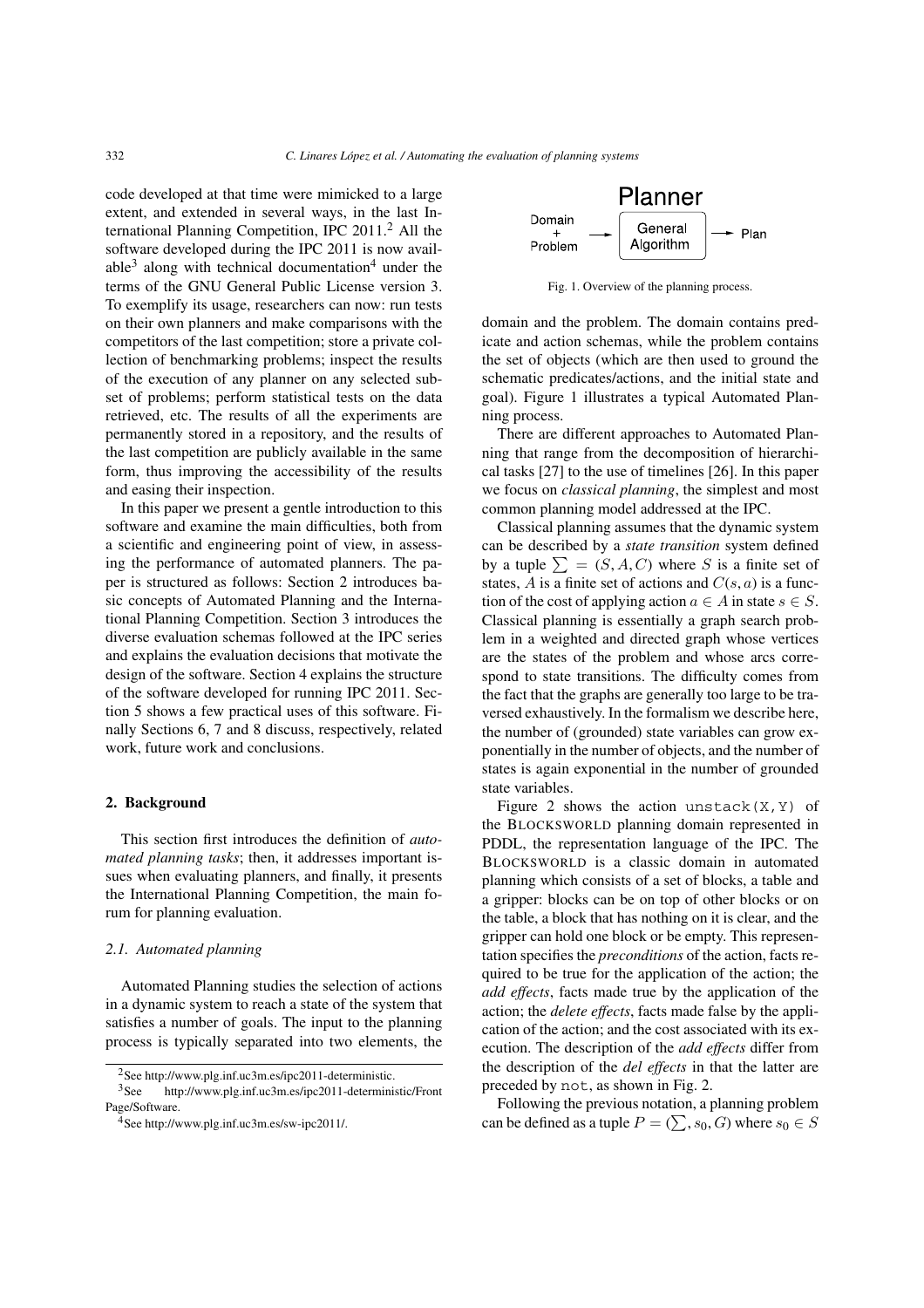code developed at that time were mimicked to a large extent, and extended in several ways, in the last International Planning Competition, IPC 2011.[2] All the software developed during the IPC 2011 is now available[3] along with technical documentation[4] under the terms of the GNU General Public License version 3. To exemplify its usage, researchers can now: run tests on their own planners and make comparisons with the competitors of the last competition; store a private collection of benchmarking problems; inspect the results of the execution of any planner on any selected subset of problems; perform statistical tests on the data retrieved, etc. The results of all the experiments are permanently stored in a repository, and the results of the last competition are publicly available in the same form, thus improving the accessibility of the results and easing their inspection.

In this paper we present a gentle introduction to this software and examine the main difficulties, both from a scientific and engineering point of view, in assessing the performance of automated planners. The paper is structured as follows: Section 2 introduces basic concepts of Automated Planning and the International Planning Competition. Section 3 introduces the diverse evaluation schemas followed at the IPC series and explains the evaluation decisions that motivate the design of the software. Section 4 explains the structure of the software developed for running IPC 2011. Section 5 shows a few practical uses of this software. Finally Sections 6, 7 and 8 discuss, respectively, related work, future work and conclusions.

## 2. Background

This section first introduces the definition of *automated planning tasks*; then, it addresses important issues when evaluating planners, and finally, it presents the International Planning Competition, the main forum for planning evaluation.

### 2.1. Automated planning

Automated Planning studies the selection of actions in a dynamic system to reach a state of the system that satisfies a number of goals. The input to the planning process is typically separated into two elements, the domain and the problem. The domain contains predicate and action schemas, while the problem contains the set of objects (which are then used to ground the schematic predicates/actions, and the initial state and goal). Figure 1 illustrates a typical Automated Planning process.

Fig. 1. Overview of the planning process.

There are different approaches to Automated Planning that range from the decomposition of hierarchical tasks [27] to the use of timelines [26]. In this paper we focus on *classical planning*, the simplest and most common planning model addressed at the IPC.

Classical planning assumes that the dynamic system can be described by a *state transition* system defined by a tuple $\sum = (S, A, C)$ where $S$ is a finite set of states, $A$ is a finite set of actions and $C(s, a)$ is a function of the cost of applying action $a \in A$ in state $s \in S$. Classical planning is essentially a graph search problem in a weighted and directed graph whose vertices are the states of the problem and whose arcs correspond to state transitions. The difficulty comes from the fact that the graphs are generally too large to be traversed exhaustively. In the formalism we describe here, the number of (grounded) state variables can grow exponentially in the number of objects, and the number of states is again exponential in the number of grounded state variables.

Figure 2 shows the action `unstack(X,Y)` of the BLOCKSWORLD planning domain represented in PDDL, the representation language of the IPC. The BLOCKSWORLD is a classic domain in automated planning which consists of a set of blocks, a table and a gripper: blocks can be on top of other blocks or on the table, a block that has nothing on it is clear, and the gripper can hold one block or be empty. This representation specifies the *preconditions* of the action, facts required to be true for the application of the action; the *add effects*, facts made true by the application of the action; the *delete effects*, facts made false by the application of the action; and the cost associated with its execution. The description of the *add effects* differ from the description of the *del effects* in that the latter are preceded by `not`, as shown in Fig. 2.

Following the previous notation, a planning problem can be defined as a tuple $P = (\sum, s_0, G)$ where $s_0 \in S$

[2] See http://www.plg.inf.uc3m.es/ipc2011-deterministic.

[3] See http://www.plg.inf.uc3m.es/ipc2011-deterministic/FrontPage/Software.

[4] See http://www.plg.inf.uc3m.es/sw-ipc2011/.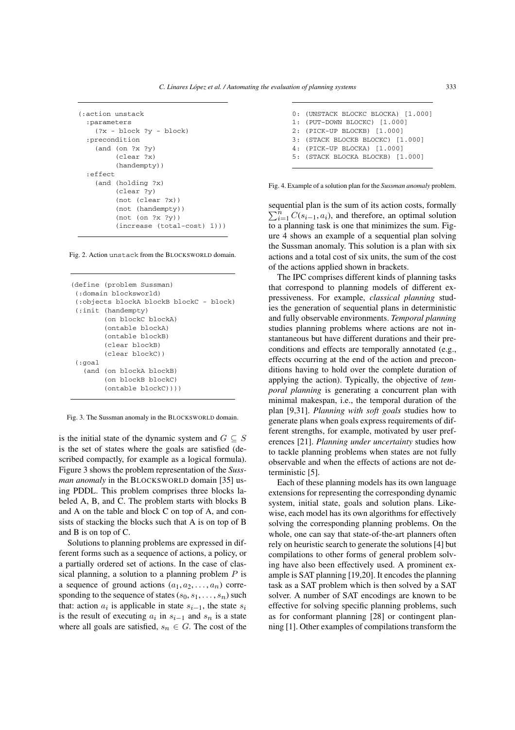```
(:action unstack
  :parameters
    (?x - block ?y - block)
  :precondition
    (and (on ?x ?y)
         (clear ?x)
         (handempty))
  :effect
    (and (holding ?x)
         (clear ?y)
         (not (clear ?x))
         (not (handempty))
         (not (on ?x ?y))
         (increase (total-cost) 1)))
```

Fig. 2. Action unstack from the BLOCKSWORLD domain.

```
(define (problem Sussman)
 (:domain blocksworld)
 (:objects blockA blockB blockC - block)
 (:init (handempty)
        (on blockC blockA)
        (ontable blockA)
        (ontable blockB)
        (clear blockB)
        (clear blockC))
 (:goal
   (and (on blockA blockB)
        (on blockB blockC)
        (ontable blockC))))
```

Fig. 3. The Sussman anomaly in the BLOCKSWORLD domain.

is the initial state of the dynamic system and $G \subseteq S$ is the set of states where the goals are satisfied (described compactly, for example as a logical formula). Figure 3 shows the problem representation of the *Sussman anomaly* in the BLOCKSWORLD domain [35] using PDDL. This problem comprises three blocks labeled A, B, and C. The problem starts with blocks B and A on the table and block C on top of A, and consists of stacking the blocks such that A is on top of B and B is on top of C.

Solutions to planning problems are expressed in different forms such as a sequence of actions, a policy, or a partially ordered set of actions. In the case of classical planning, a solution to a planning problem $P$ is a sequence of ground actions $(a_1, a_2, \ldots, a_n)$ corresponding to the sequence of states $(s_0, s_1, \ldots, s_n)$ such that: action $a_i$ is applicable in state $s_{i-1}$, the state $s_i$ is the result of executing $a_i$ in $s_{i-1}$ and $s_n$ is a state where all goals are satisfied, $s_n \in G$. The cost of the sequential plan is the sum of its action costs, formally $\sum_{i=1}^{n} C(s_{i-1}, a_i)$, and therefore, an optimal solution to a planning task is one that minimizes the sum. Figure 4 shows an example of a sequential plan solving the Sussman anomaly. This solution is a plan with six actions and a total cost of six units, the sum of the cost of the actions applied shown in brackets.

```
0: (UNSTACK BLOCKC BLOCKA) [1.000]
1: (PUT-DOWN BLOCKC) [1.000]
2: (PICK-UP BLOCKB) [1.000]
3: (STACK BLOCKB BLOCKC) [1.000]
4: (PICK-UP BLOCKA) [1.000]
5: (STACK BLOCKA BLOCKB) [1.000]
```

Fig. 4. Example of a solution plan for the *Sussman anomaly* problem.

The IPC comprises different kinds of planning tasks that correspond to planning models of different expressiveness. For example, *classical planning* studies the generation of sequential plans in deterministic and fully observable environments. *Temporal planning* studies planning problems where actions are not instantaneous but have different durations and their preconditions and effects are temporally annotated (e.g., effects occurring at the end of the action and preconditions having to hold over the complete duration of applying the action). Typically, the objective of *temporal planning* is generating a concurrent plan with minimal makespan, i.e., the temporal duration of the plan [9,31]. *Planning with soft goals* studies how to generate plans when goals express requirements of different strengths, for example, motivated by user preferences [21]. *Planning under uncertainty* studies how to tackle planning problems when states are not fully observable and when the effects of actions are not deterministic [5].

Each of these planning models has its own language extensions for representing the corresponding dynamic system, initial state, goals and solution plans. Likewise, each model has its own algorithms for effectively solving the corresponding planning problems. On the whole, one can say that state-of-the-art planners often rely on heuristic search to generate the solutions [4] but compilations to other forms of general problem solving have also been effectively used. A prominent example is SAT planning [19,20]. It encodes the planning task as a SAT problem which is then solved by a SAT solver. A number of SAT encodings are known to be effective for solving specific planning problems, such as for conformant planning [28] or contingent planning [1]. Other examples of compilations transform the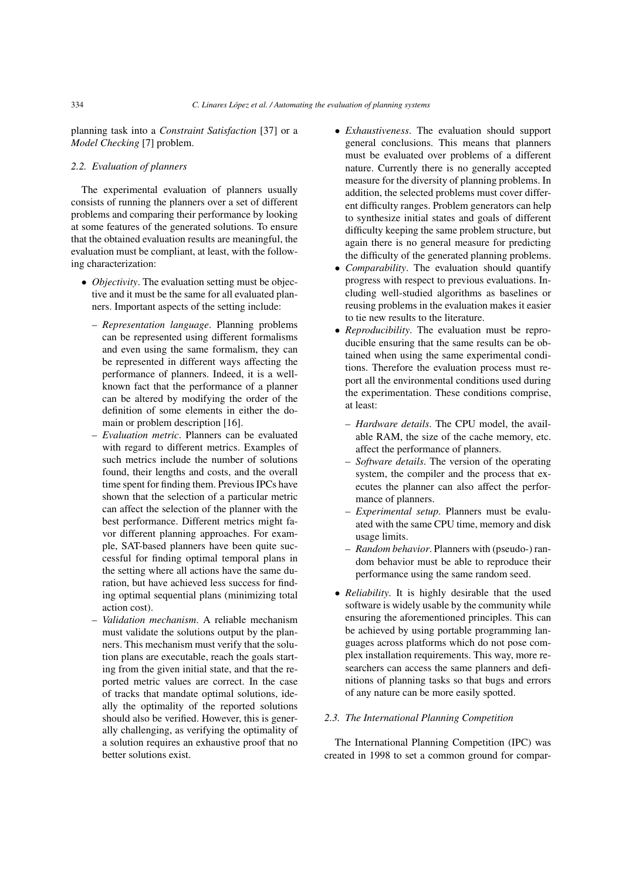planning task into a *Constraint Satisfaction* [37] or a *Model Checking* [7] problem.

### 2.2. Evaluation of planners

The experimental evaluation of planners usually consists of running the planners over a set of different problems and comparing their performance by looking at some features of the generated solutions. To ensure that the obtained evaluation results are meaningful, the evaluation must be compliant, at least, with the following characterization:

- *Objectivity*. The evaluation setting must be objective and it must be the same for all evaluated planners. Important aspects of the setting include:
  - *Representation language*. Planning problems can be represented using different formalisms and even using the same formalism, they can be represented in different ways affecting the performance of planners. Indeed, it is a well-known fact that the performance of a planner can be altered by modifying the order of the definition of some elements in either the domain or problem description [16].
  - *Evaluation metric*. Planners can be evaluated with regard to different metrics. Examples of such metrics include the number of solutions found, their lengths and costs, and the overall time spent for finding them. Previous IPCs have shown that the selection of a particular metric can affect the selection of the planner with the best performance. Different metrics might favor different planning approaches. For example, SAT-based planners have been quite successful for finding optimal temporal plans in the setting where all actions have the same duration, but have achieved less success for finding optimal sequential plans (minimizing total action cost).
  - *Validation mechanism*. A reliable mechanism must validate the solutions output by the planners. This mechanism must verify that the solution plans are executable, reach the goals starting from the given initial state, and that the reported metric values are correct. In the case of tracks that mandate optimal solutions, ideally the optimality of the reported solutions should also be verified. However, this is generally challenging, as verifying the optimality of a solution requires an exhaustive proof that no better solutions exist.
- *Exhaustiveness*. The evaluation should support general conclusions. This means that planners must be evaluated over problems of a different nature. Currently there is no generally accepted measure for the diversity of planning problems. In addition, the selected problems must cover different difficulty ranges. Problem generators can help to synthesize initial states and goals of different difficulty keeping the same problem structure, but again there is no general measure for predicting the difficulty of the generated planning problems.
- *Comparability*. The evaluation should quantify progress with respect to previous evaluations. Including well-studied algorithms as baselines or reusing problems in the evaluation makes it easier to tie new results to the literature.
- *Reproducibility*. The evaluation must be reproducible ensuring that the same results can be obtained when using the same experimental conditions. Therefore the evaluation process must report all the environmental conditions used during the experimentation. These conditions comprise, at least:
  - *Hardware details*. The CPU model, the available RAM, the size of the cache memory, etc. affect the performance of planners.
  - *Software details*. The version of the operating system, the compiler and the process that executes the planner can also affect the performance of planners.
  - *Experimental setup*. Planners must be evaluated with the same CPU time, memory and disk usage limits.
  - *Random behavior*. Planners with (pseudo-) random behavior must be able to reproduce their performance using the same random seed.
- *Reliability*. It is highly desirable that the used software is widely usable by the community while ensuring the aforementioned principles. This can be achieved by using portable programming languages across platforms which do not pose complex installation requirements. This way, more researchers can access the same planners and definitions of planning tasks so that bugs and errors of any nature can be more easily spotted.

### 2.3. The International Planning Competition

The International Planning Competition (IPC) was created in 1998 to set a common ground for compar-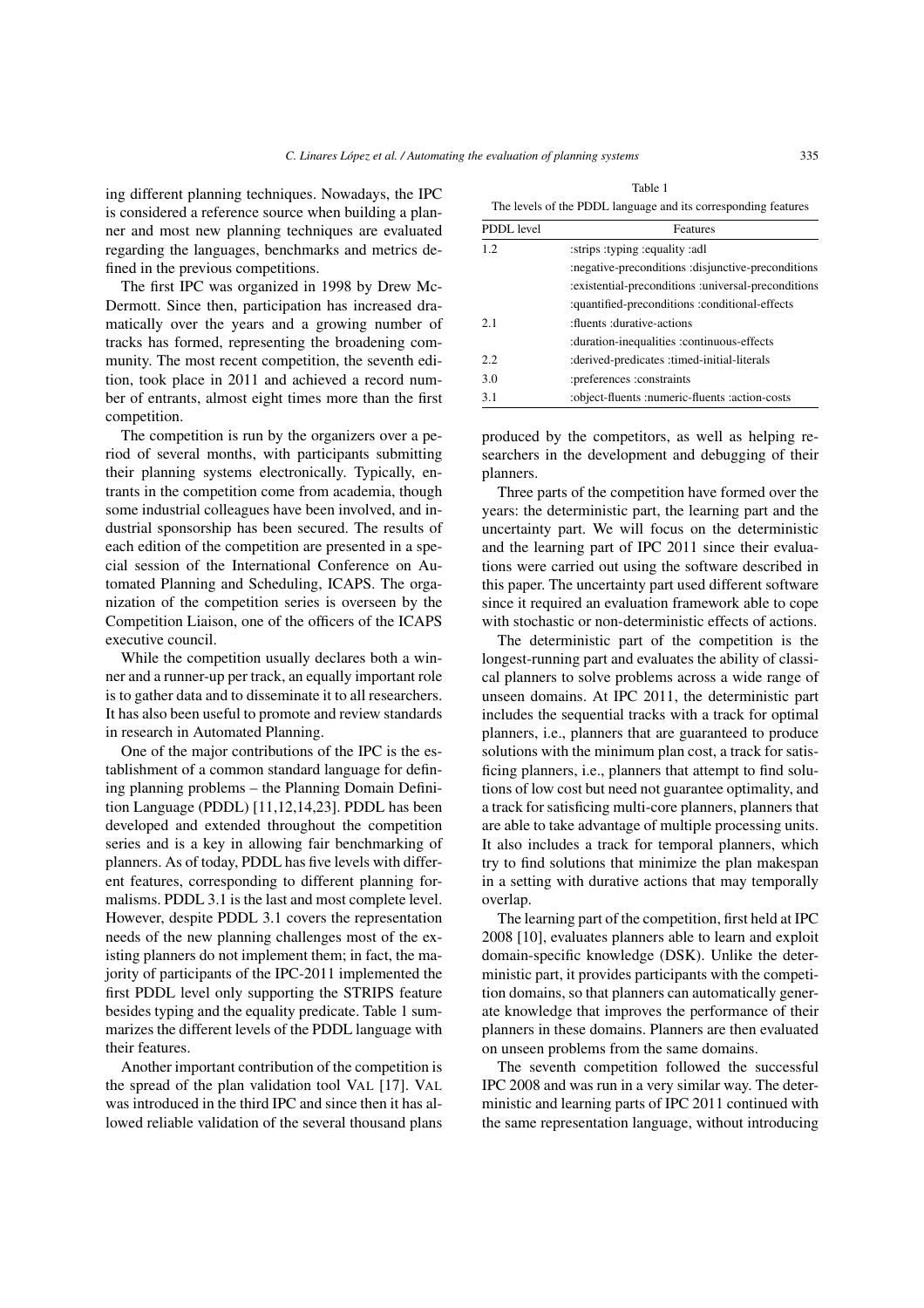ing different planning techniques. Nowadays, the IPC is considered a reference source when building a planner and most new planning techniques are evaluated regarding the languages, benchmarks and metrics defined in the previous competitions.

The first IPC was organized in 1998 by Drew McDermott. Since then, participation has increased dramatically over the years and a growing number of tracks has formed, representing the broadening community. The most recent competition, the seventh edition, took place in 2011 and achieved a record number of entrants, almost eight times more than the first competition.

The competition is run by the organizers over a period of several months, with participants submitting their planning systems electronically. Typically, entrants in the competition come from academia, though some industrial colleagues have been involved, and industrial sponsorship has been secured. The results of each edition of the competition are presented in a special session of the International Conference on Automated Planning and Scheduling, ICAPS. The organization of the competition series is overseen by the Competition Liaison, one of the officers of the ICAPS executive council.

While the competition usually declares both a winner and a runner-up per track, an equally important role is to gather data and to disseminate it to all researchers. It has also been useful to promote and review standards in research in Automated Planning.

One of the major contributions of the IPC is the establishment of a common standard language for defining planning problems – the Planning Domain Definition Language (PDDL) [11,12,14,23]. PDDL has been developed and extended throughout the competition series and is a key in allowing fair benchmarking of planners. As of today, PDDL has five levels with different features, corresponding to different planning formalisms. PDDL 3.1 is the last and most complete level. However, despite PDDL 3.1 covers the representation needs of the new planning challenges most of the existing planners do not implement them; in fact, the majority of participants of the IPC-2011 implemented the first PDDL level only supporting the STRIPS feature besides typing and the equality predicate. Table 1 summarizes the different levels of the PDDL language with their features.

Table 1

The levels of the PDDL language and its corresponding features

| PDDL level | Features |
|---|---|
| 1.2 | :strips :typing :equality :adl |
| | :negative-preconditions :disjunctive-preconditions |
| | :existential-preconditions :universal-preconditions |
| | :quantified-preconditions :conditional-effects |
| 2.1 | :fluents :durative-actions |
| | :duration-inequalities :continuous-effects |
| 2.2 | :derived-predicates :timed-initial-literals |
| 3.0 | :preferences :constraints |
| 3.1 | :object-fluents :numeric-fluents :action-costs |

Another important contribution of the competition is the spread of the plan validation tool VAL [17]. VAL was introduced in the third IPC and since then it has allowed reliable validation of the several thousand plans produced by the competitors, as well as helping researchers in the development and debugging of their planners.

Three parts of the competition have formed over the years: the deterministic part, the learning part and the uncertainty part. We will focus on the deterministic and the learning part of IPC 2011 since their evaluations were carried out using the software described in this paper. The uncertainty part used different software since it required an evaluation framework able to cope with stochastic or non-deterministic effects of actions.

The deterministic part of the competition is the longest-running part and evaluates the ability of classical planners to solve problems across a wide range of unseen domains. At IPC 2011, the deterministic part includes the sequential tracks with a track for optimal planners, i.e., planners that are guaranteed to produce solutions with the minimum plan cost, a track for satisficing planners, i.e., planners that attempt to find solutions of low cost but need not guarantee optimality, and a track for satisficing multi-core planners, planners that are able to take advantage of multiple processing units. It also includes a track for temporal planners, which try to find solutions that minimize the plan makespan in a setting with durative actions that may temporally overlap.

The learning part of the competition, first held at IPC 2008 [10], evaluates planners able to learn and exploit domain-specific knowledge (DSK). Unlike the deterministic part, it provides participants with the competition domains, so that planners can automatically generate knowledge that improves the performance of their planners in these domains. Planners are then evaluated on unseen problems from the same domains.

The seventh competition followed the successful IPC 2008 and was run in a very similar way. The deterministic and learning parts of IPC 2011 continued with the same representation language, without introducing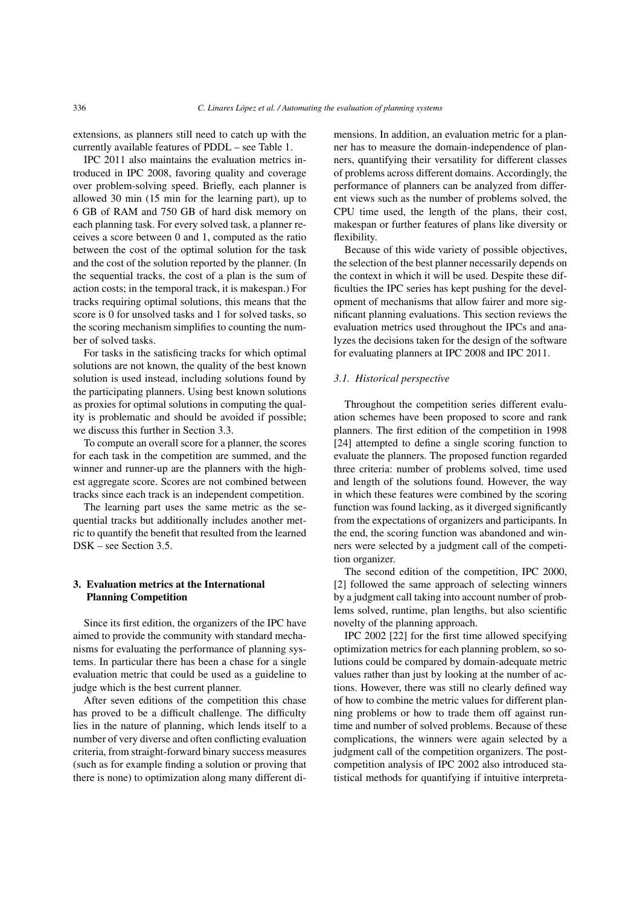extensions, as planners still need to catch up with the currently available features of PDDL – see Table 1.

IPC 2011 also maintains the evaluation metrics introduced in IPC 2008, favoring quality and coverage over problem-solving speed. Briefly, each planner is allowed 30 min (15 min for the learning part), up to 6 GB of RAM and 750 GB of hard disk memory on each planning task. For every solved task, a planner receives a score between 0 and 1, computed as the ratio between the cost of the optimal solution for the task and the cost of the solution reported by the planner. (In the sequential tracks, the cost of a plan is the sum of action costs; in the temporal track, it is makespan.) For tracks requiring optimal solutions, this means that the score is 0 for unsolved tasks and 1 for solved tasks, so the scoring mechanism simplifies to counting the number of solved tasks.

For tasks in the satisficing tracks for which optimal solutions are not known, the quality of the best known solution is used instead, including solutions found by the participating planners. Using best known solutions as proxies for optimal solutions in computing the quality is problematic and should be avoided if possible; we discuss this further in Section 3.3.

To compute an overall score for a planner, the scores for each task in the competition are summed, and the winner and runner-up are the planners with the highest aggregate score. Scores are not combined between tracks since each track is an independent competition.

The learning part uses the same metric as the sequential tracks but additionally includes another metric to quantify the benefit that resulted from the learned DSK – see Section 3.5.

## 3. Evaluation metrics at the International Planning Competition

Since its first edition, the organizers of the IPC have aimed to provide the community with standard mechanisms for evaluating the performance of planning systems. In particular there has been a chase for a single evaluation metric that could be used as a guideline to judge which is the best current planner.

After seven editions of the competition this chase has proved to be a difficult challenge. The difficulty lies in the nature of planning, which lends itself to a number of very diverse and often conflicting evaluation criteria, from straight-forward binary success measures (such as for example finding a solution or proving that there is none) to optimization along many different dimensions. In addition, an evaluation metric for a planner has to measure the domain-independence of planners, quantifying their versatility for different classes of problems across different domains. Accordingly, the performance of planners can be analyzed from different views such as the number of problems solved, the CPU time used, the length of the plans, their cost, makespan or further features of plans like diversity or flexibility.

Because of this wide variety of possible objectives, the selection of the best planner necessarily depends on the context in which it will be used. Despite these difficulties the IPC series has kept pushing for the development of mechanisms that allow fairer and more significant planning evaluations. This section reviews the evaluation metrics used throughout the IPCs and analyzes the decisions taken for the design of the software for evaluating planners at IPC 2008 and IPC 2011.

### *3.1. Historical perspective*

Throughout the competition series different evaluation schemes have been proposed to score and rank planners. The first edition of the competition in 1998 [24] attempted to define a single scoring function to evaluate the planners. The proposed function regarded three criteria: number of problems solved, time used and length of the solutions found. However, the way in which these features were combined by the scoring function was found lacking, as it diverged significantly from the expectations of organizers and participants. In the end, the scoring function was abandoned and winners were selected by a judgment call of the competition organizer.

The second edition of the competition, IPC 2000, [2] followed the same approach of selecting winners by a judgment call taking into account number of problems solved, runtime, plan lengths, but also scientific novelty of the planning approach.

IPC 2002 [22] for the first time allowed specifying optimization metrics for each planning problem, so solutions could be compared by domain-adequate metric values rather than just by looking at the number of actions. However, there was still no clearly defined way of how to combine the metric values for different planning problems or how to trade them off against runtime and number of solved problems. Because of these complications, the winners were again selected by a judgment call of the competition organizers. The post-competition analysis of IPC 2002 also introduced statistical methods for quantifying if intuitive interpreta-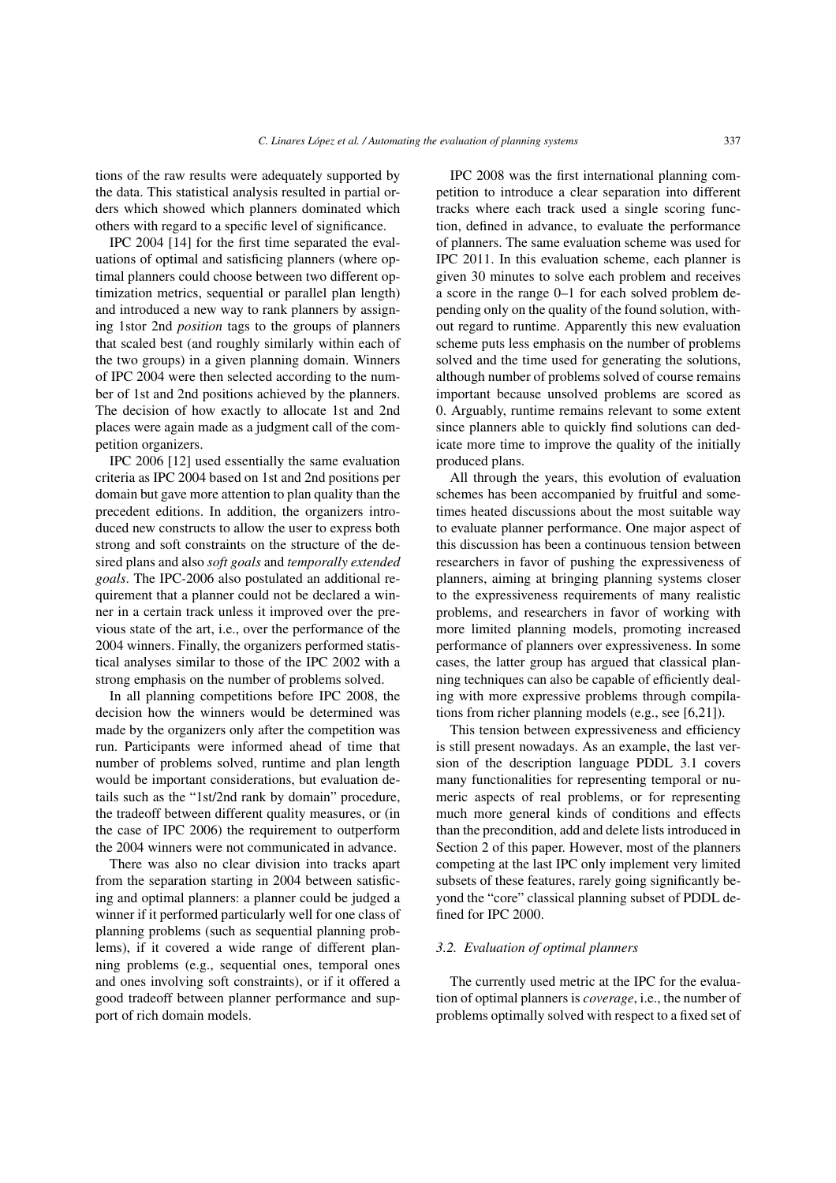tions of the raw results were adequately supported by the data. This statistical analysis resulted in partial orders which showed which planners dominated which others with regard to a specific level of significance.

IPC 2004 [14] for the first time separated the evaluations of optimal and satisficing planners (where optimal planners could choose between two different optimization metrics, sequential or parallel plan length) and introduced a new way to rank planners by assigning 1stor 2nd *position* tags to the groups of planners that scaled best (and roughly similarly within each of the two groups) in a given planning domain. Winners of IPC 2004 were then selected according to the number of 1st and 2nd positions achieved by the planners. The decision of how exactly to allocate 1st and 2nd places were again made as a judgment call of the competition organizers.

IPC 2006 [12] used essentially the same evaluation criteria as IPC 2004 based on 1st and 2nd positions per domain but gave more attention to plan quality than the precedent editions. In addition, the organizers introduced new constructs to allow the user to express both strong and soft constraints on the structure of the desired plans and also *soft goals* and *temporally extended goals*. The IPC-2006 also postulated an additional requirement that a planner could not be declared a winner in a certain track unless it improved over the previous state of the art, i.e., over the performance of the 2004 winners. Finally, the organizers performed statistical analyses similar to those of the IPC 2002 with a strong emphasis on the number of problems solved.

In all planning competitions before IPC 2008, the decision how the winners would be determined was made by the organizers only after the competition was run. Participants were informed ahead of time that number of problems solved, runtime and plan length would be important considerations, but evaluation details such as the "1st/2nd rank by domain" procedure, the tradeoff between different quality measures, or (in the case of IPC 2006) the requirement to outperform the 2004 winners were not communicated in advance.

There was also no clear division into tracks apart from the separation starting in 2004 between satisficing and optimal planners: a planner could be judged a winner if it performed particularly well for one class of planning problems (such as sequential planning problems), if it covered a wide range of different planning problems (e.g., sequential ones, temporal ones and ones involving soft constraints), or if it offered a good tradeoff between planner performance and support of rich domain models.

IPC 2008 was the first international planning competition to introduce a clear separation into different tracks where each track used a single scoring function, defined in advance, to evaluate the performance of planners. The same evaluation scheme was used for IPC 2011. In this evaluation scheme, each planner is given 30 minutes to solve each problem and receives a score in the range 0–1 for each solved problem depending only on the quality of the found solution, without regard to runtime. Apparently this new evaluation scheme puts less emphasis on the number of problems solved and the time used for generating the solutions, although number of problems solved of course remains important because unsolved problems are scored as 0. Arguably, runtime remains relevant to some extent since planners able to quickly find solutions can dedicate more time to improve the quality of the initially produced plans.

All through the years, this evolution of evaluation schemes has been accompanied by fruitful and sometimes heated discussions about the most suitable way to evaluate planner performance. One major aspect of this discussion has been a continuous tension between researchers in favor of pushing the expressiveness of planners, aiming at bringing planning systems closer to the expressiveness requirements of many realistic problems, and researchers in favor of working with more limited planning models, promoting increased performance of planners over expressiveness. In some cases, the latter group has argued that classical planning techniques can also be capable of efficiently dealing with more expressive problems through compilations from richer planning models (e.g., see [6,21]).

This tension between expressiveness and efficiency is still present nowadays. As an example, the last version of the description language PDDL 3.1 covers many functionalities for representing temporal or numeric aspects of real problems, or for representing much more general kinds of conditions and effects than the precondition, add and delete lists introduced in Section 2 of this paper. However, most of the planners competing at the last IPC only implement very limited subsets of these features, rarely going significantly beyond the "core" classical planning subset of PDDL defined for IPC 2000.

### 3.2. Evaluation of optimal planners

The currently used metric at the IPC for the evaluation of optimal planners is *coverage*, i.e., the number of problems optimally solved with respect to a fixed set of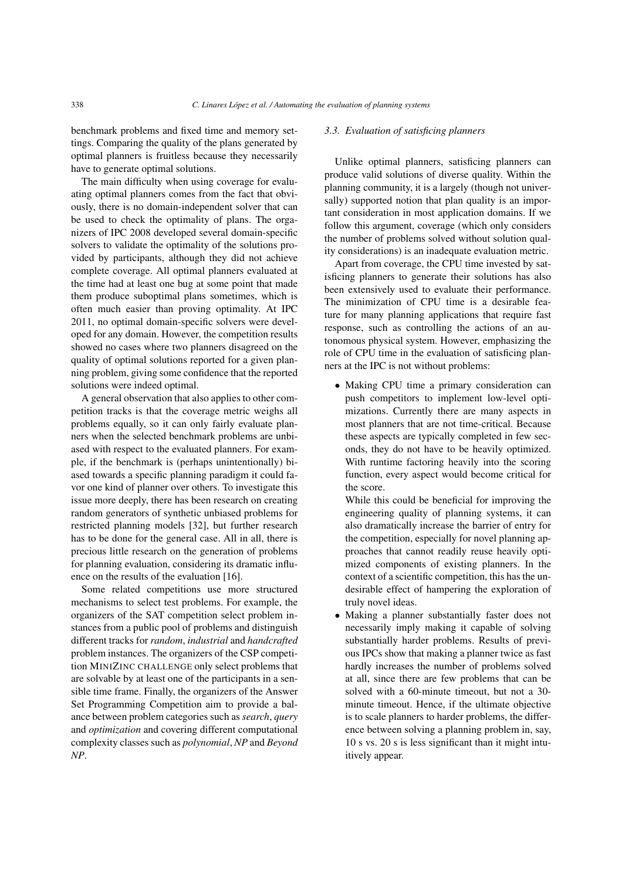benchmark problems and fixed time and memory settings. Comparing the quality of the plans generated by optimal planners is fruitless because they necessarily have to generate optimal solutions.

The main difficulty when using coverage for evaluating optimal planners comes from the fact that obviously, there is no domain-independent solver that can be used to check the optimality of plans. The organizers of IPC 2008 developed several domain-specific solvers to validate the optimality of the solutions provided by participants, although they did not achieve complete coverage. All optimal planners evaluated at the time had at least one bug at some point that made them produce suboptimal plans sometimes, which is often much easier than proving optimality. At IPC 2011, no optimal domain-specific solvers were developed for any domain. However, the competition results showed no cases where two planners disagreed on the quality of optimal solutions reported for a given planning problem, giving some confidence that the reported solutions were indeed optimal.

A general observation that also applies to other competition tracks is that the coverage metric weighs all problems equally, so it can only fairly evaluate planners when the selected benchmark problems are unbiased with respect to the evaluated planners. For example, if the benchmark is (perhaps unintentionally) biased towards a specific planning paradigm it could favor one kind of planner over others. To investigate this issue more deeply, there has been research on creating random generators of synthetic unbiased problems for restricted planning models [32], but further research has to be done for the general case. All in all, there is precious little research on the generation of problems for planning evaluation, considering its dramatic influence on the results of the evaluation [16].

Some related competitions use more structured mechanisms to select test problems. For example, the organizers of the SAT competition select problem instances from a public pool of problems and distinguish different tracks for *random*, *industrial* and *handcrafted* problem instances. The organizers of the CSP competition MiniZinc Challenge only select problems that are solvable by at least one of the participants in a sensible time frame. Finally, the organizers of the Answer Set Programming Competition aim to provide a balance between problem categories such as *search*, *query* and *optimization* and covering different computational complexity classes such as *polynomial*, *NP* and *Beyond NP*.

### 3.3. Evaluation of satisficing planners

Unlike optimal planners, satisficing planners can produce valid solutions of diverse quality. Within the planning community, it is a largely (though not universally) supported notion that plan quality is an important consideration in most application domains. If we follow this argument, coverage (which only considers the number of problems solved without solution quality considerations) is an inadequate evaluation metric.

Apart from coverage, the CPU time invested by satisficing planners to generate their solutions has also been extensively used to evaluate their performance. The minimization of CPU time is a desirable feature for many planning applications that require fast response, such as controlling the actions of an autonomous physical system. However, emphasizing the role of CPU time in the evaluation of satisficing planners at the IPC is not without problems:

- Making CPU time a primary consideration can push competitors to implement low-level optimizations. Currently there are many aspects in most planners that are not time-critical. Because these aspects are typically completed in few seconds, they do not have to be heavily optimized. With runtime factoring heavily into the scoring function, every aspect would become critical for the score.

  While this could be beneficial for improving the engineering quality of planning systems, it can also dramatically increase the barrier of entry for the competition, especially for novel planning approaches that cannot readily reuse heavily optimized components of existing planners. In the context of a scientific competition, this has the undesirable effect of hampering the exploration of truly novel ideas.
- Making a planner substantially faster does not necessarily imply making it capable of solving substantially harder problems. Results of previous IPCs show that making a planner twice as fast hardly increases the number of problems solved at all, since there are few problems that can be solved with a 60-minute timeout, but not a 30-minute timeout. Hence, if the ultimate objective is to scale planners to harder problems, the difference between solving a planning problem in, say, 10 s vs. 20 s is less significant than it might intuitively appear.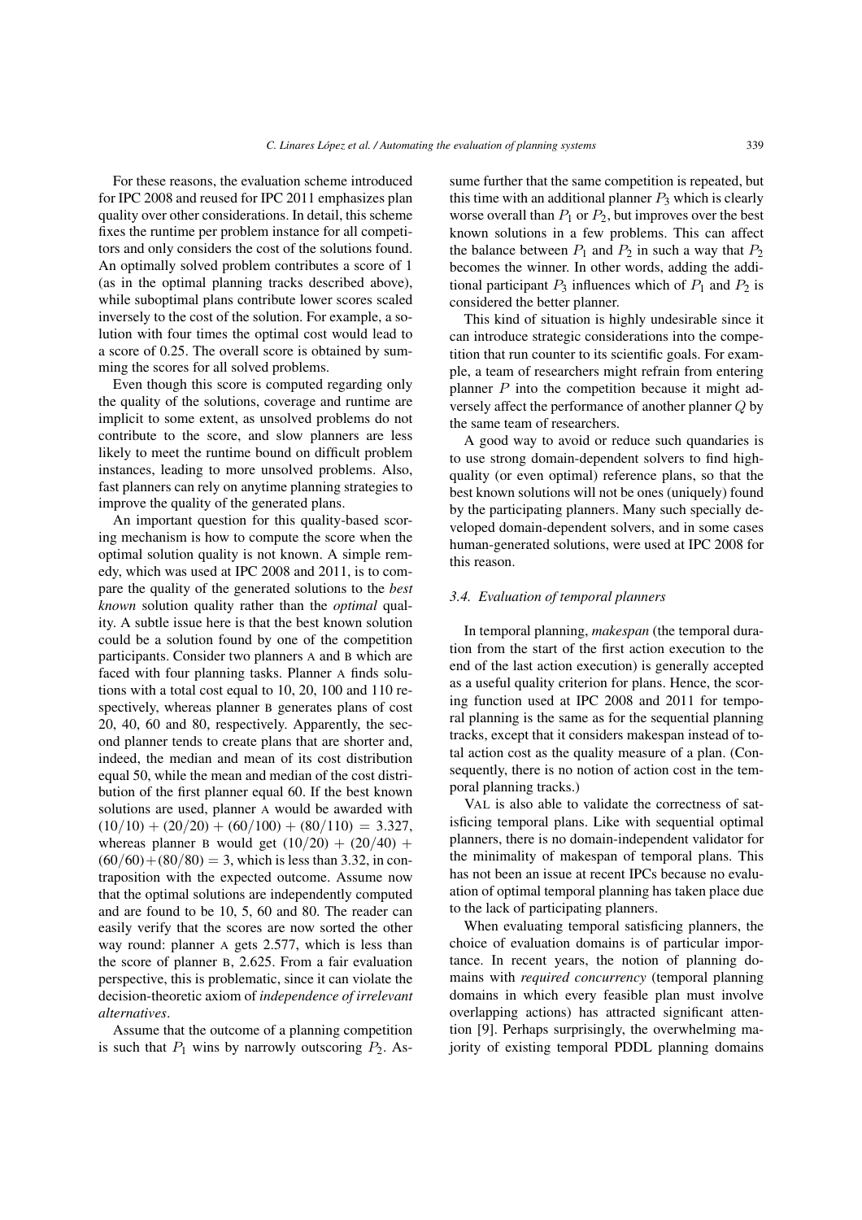For these reasons, the evaluation scheme introduced for IPC 2008 and reused for IPC 2011 emphasizes plan quality over other considerations. In detail, this scheme fixes the runtime per problem instance for all competitors and only considers the cost of the solutions found. An optimally solved problem contributes a score of 1 (as in the optimal planning tracks described above), while suboptimal plans contribute lower scores scaled inversely to the cost of the solution. For example, a solution with four times the optimal cost would lead to a score of 0.25. The overall score is obtained by summing the scores for all solved problems.

Even though this score is computed regarding only the quality of the solutions, coverage and runtime are implicit to some extent, as unsolved problems do not contribute to the score, and slow planners are less likely to meet the runtime bound on difficult problem instances, leading to more unsolved problems. Also, fast planners can rely on anytime planning strategies to improve the quality of the generated plans.

An important question for this quality-based scoring mechanism is how to compute the score when the optimal solution quality is not known. A simple remedy, which was used at IPC 2008 and 2011, is to compare the quality of the generated solutions to the *best known* solution quality rather than the *optimal* quality. A subtle issue here is that the best known solution could be a solution found by one of the competition participants. Consider two planners A and B which are faced with four planning tasks. Planner A finds solutions with a total cost equal to 10, 20, 100 and 110 respectively, whereas planner B generates plans of cost 20, 40, 60 and 80, respectively. Apparently, the second planner tends to create plans that are shorter and, indeed, the median and mean of its cost distribution equal 50, while the mean and median of the cost distribution of the first planner equal 60. If the best known solutions are used, planner A would be awarded with $(10/10) + (20/20) + (60/100) + (80/110) = 3.327$, whereas planner B would get $(10/20) + (20/40) + (60/60) + (80/80) = 3$, which is less than 3.32, in contraposition with the expected outcome. Assume now that the optimal solutions are independently computed and are found to be 10, 5, 60 and 80. The reader can easily verify that the scores are now sorted the other way round: planner A gets 2.577, which is less than the score of planner B, 2.625. From a fair evaluation perspective, this is problematic, since it can violate the decision-theoretic axiom of *independence of irrelevant alternatives*.

Assume that the outcome of a planning competition is such that $P_1$ wins by narrowly outscoring $P_2$. Assume further that the same competition is repeated, but this time with an additional planner $P_3$ which is clearly worse overall than $P_1$ or $P_2$, but improves over the best known solutions in a few problems. This can affect the balance between $P_1$ and $P_2$ in such a way that $P_2$ becomes the winner. In other words, adding the additional participant $P_3$ influences which of $P_1$ and $P_2$ is considered the better planner.

This kind of situation is highly undesirable since it can introduce strategic considerations into the competition that run counter to its scientific goals. For example, a team of researchers might refrain from entering planner $P$ into the competition because it might adversely affect the performance of another planner $Q$ by the same team of researchers.

A good way to avoid or reduce such quandaries is to use strong domain-dependent solvers to find high-quality (or even optimal) reference plans, so that the best known solutions will not be ones (uniquely) found by the participating planners. Many such specially developed domain-dependent solvers, and in some cases human-generated solutions, were used at IPC 2008 for this reason.

### 3.4. Evaluation of temporal planners

In temporal planning, *makespan* (the temporal duration from the start of the first action execution to the end of the last action execution) is generally accepted as a useful quality criterion for plans. Hence, the scoring function used at IPC 2008 and 2011 for temporal planning is the same as for the sequential planning tracks, except that it considers makespan instead of total action cost as the quality measure of a plan. (Consequently, there is no notion of action cost in the temporal planning tracks.)

VAL is also able to validate the correctness of satisficing temporal plans. Like with sequential optimal planners, there is no domain-independent validator for the minimality of makespan of temporal plans. This has not been an issue at recent IPCs because no evaluation of optimal temporal planning has taken place due to the lack of participating planners.

When evaluating temporal satisficing planners, the choice of evaluation domains is of particular importance. In recent years, the notion of planning domains with *required concurrency* (temporal planning domains in which every feasible plan must involve overlapping actions) has attracted significant attention [9]. Perhaps surprisingly, the overwhelming majority of existing temporal PDDL planning domains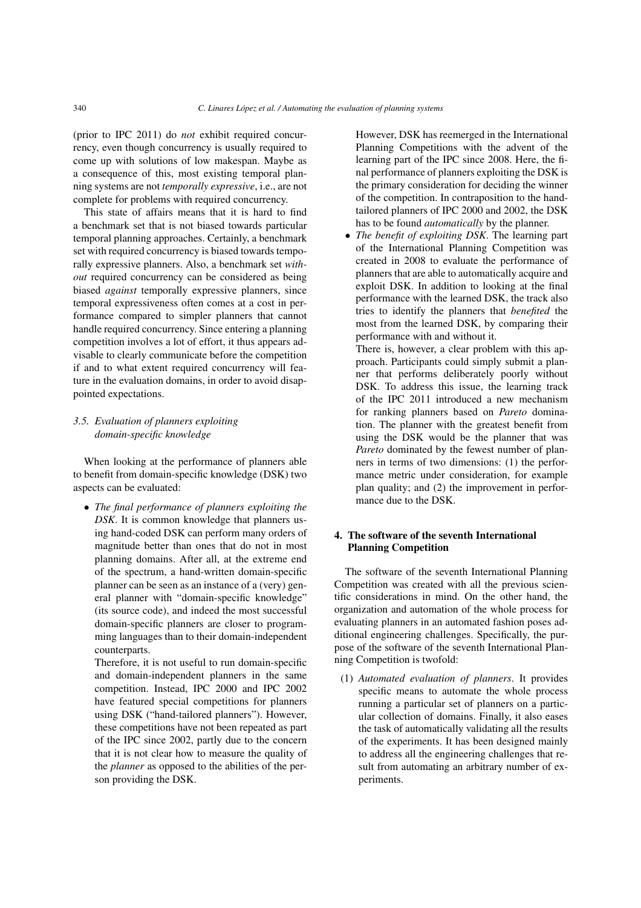(prior to IPC 2011) do *not* exhibit required concurrency, even though concurrency is usually required to come up with solutions of low makespan. Maybe as a consequence of this, most existing temporal planning systems are not *temporally expressive*, i.e., are not complete for problems with required concurrency.

This state of affairs means that it is hard to find a benchmark set that is not biased towards particular temporal planning approaches. Certainly, a benchmark set with required concurrency is biased towards temporally expressive planners. Also, a benchmark set *without* required concurrency can be considered as being biased *against* temporally expressive planners, since temporal expressiveness often comes at a cost in performance compared to simpler planners that cannot handle required concurrency. Since entering a planning competition involves a lot of effort, it thus appears advisable to clearly communicate before the competition if and to what extent required concurrency will feature in the evaluation domains, in order to avoid disappointed expectations.

### 3.5. Evaluation of planners exploiting domain-specific knowledge

When looking at the performance of planners able to benefit from domain-specific knowledge (DSK) two aspects can be evaluated:

- *The final performance of planners exploiting the DSK*. It is common knowledge that planners using hand-coded DSK can perform many orders of magnitude better than ones that do not in most planning domains. After all, at the extreme end of the spectrum, a hand-written domain-specific planner can be seen as an instance of a (very) general planner with "domain-specific knowledge" (its source code), and indeed the most successful domain-specific planners are closer to programming languages than to their domain-independent counterparts.

  Therefore, it is not useful to run domain-specific and domain-independent planners in the same competition. Instead, IPC 2000 and IPC 2002 have featured special competitions for planners using DSK ("hand-tailored planners"). However, these competitions have not been repeated as part of the IPC since 2002, partly due to the concern that it is not clear how to measure the quality of the *planner* as opposed to the abilities of the person providing the DSK.

  However, DSK has reemerged in the International Planning Competitions with the advent of the learning part of the IPC since 2008. Here, the final performance of planners exploiting the DSK is the primary consideration for deciding the winner of the competition. In contraposition to the hand-tailored planners of IPC 2000 and 2002, the DSK has to be found *automatically* by the planner.
- *The benefit of exploiting DSK*. The learning part of the International Planning Competition was created in 2008 to evaluate the performance of planners that are able to automatically acquire and exploit DSK. In addition to looking at the final performance with the learned DSK, the track also tries to identify the planners that *benefited* the most from the learned DSK, by comparing their performance with and without it.

  There is, however, a clear problem with this approach. Participants could simply submit a planner that performs deliberately poorly without DSK. To address this issue, the learning track of the IPC 2011 introduced a new mechanism for ranking planners based on *Pareto* domination. The planner with the greatest benefit from using the DSK would be the planner that was *Pareto* dominated by the fewest number of planners in terms of two dimensions: (1) the performance metric under consideration, for example plan quality; and (2) the improvement in performance due to the DSK.

## 4. The software of the seventh International Planning Competition

The software of the seventh International Planning Competition was created with all the previous scientific considerations in mind. On the other hand, the organization and automation of the whole process for evaluating planners in an automated fashion poses additional engineering challenges. Specifically, the purpose of the software of the seventh International Planning Competition is twofold:

(1) *Automated evaluation of planners*. It provides specific means to automate the whole process running a particular set of planners on a particular collection of domains. Finally, it also eases the task of automatically validating all the results of the experiments. It has been designed mainly to address all the engineering challenges that result from automating an arbitrary number of experiments.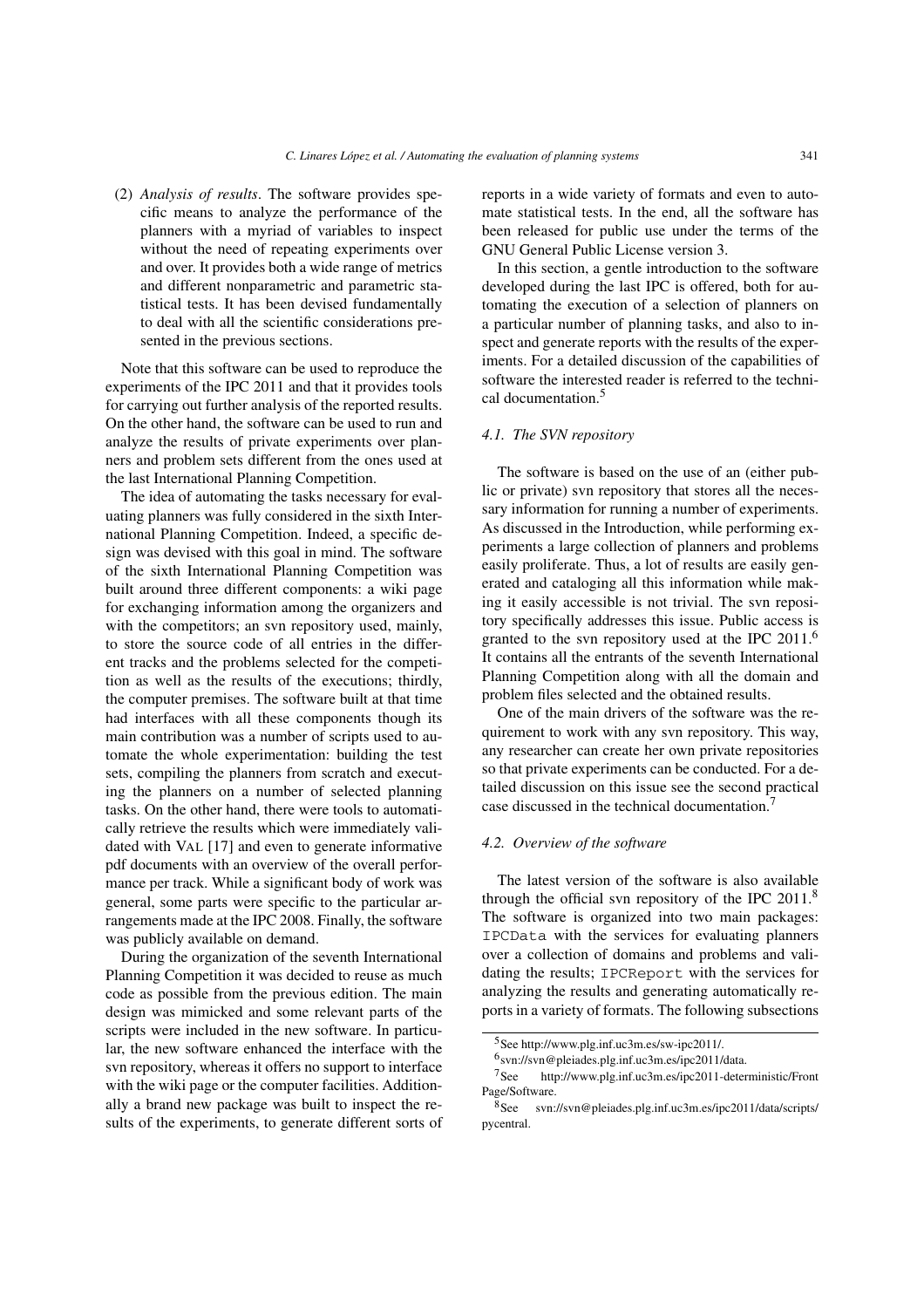(2) *Analysis of results*. The software provides specific means to analyze the performance of the planners with a myriad of variables to inspect without the need of repeating experiments over and over. It provides both a wide range of metrics and different nonparametric and parametric statistical tests. It has been devised fundamentally to deal with all the scientific considerations presented in the previous sections.

Note that this software can be used to reproduce the experiments of the IPC 2011 and that it provides tools for carrying out further analysis of the reported results. On the other hand, the software can be used to run and analyze the results of private experiments over planners and problem sets different from the ones used at the last International Planning Competition.

The idea of automating the tasks necessary for evaluating planners was fully considered in the sixth International Planning Competition. Indeed, a specific design was devised with this goal in mind. The software of the sixth International Planning Competition was built around three different components: a wiki page for exchanging information among the organizers and with the competitors; an svn repository used, mainly, to store the source code of all entries in the different tracks and the problems selected for the competition as well as the results of the executions; thirdly, the computer premises. The software built at that time had interfaces with all these components though its main contribution was a number of scripts used to automate the whole experimentation: building the test sets, compiling the planners from scratch and executing the planners on a number of selected planning tasks. On the other hand, there were tools to automatically retrieve the results which were immediately validated with VAL [17] and even to generate informative pdf documents with an overview of the overall performance per track. While a significant body of work was general, some parts were specific to the particular arrangements made at the IPC 2008. Finally, the software was publicly available on demand.

During the organization of the seventh International Planning Competition it was decided to reuse as much code as possible from the previous edition. The main design was mimicked and some relevant parts of the scripts were included in the new software. In particular, the new software enhanced the interface with the svn repository, whereas it offers no support to interface with the wiki page or the computer facilities. Additionally a brand new package was built to inspect the results of the experiments, to generate different sorts of reports in a wide variety of formats and even to automate statistical tests. In the end, all the software has been released for public use under the terms of the GNU General Public License version 3.

In this section, a gentle introduction to the software developed during the last IPC is offered, both for automating the execution of a selection of planners on a particular number of planning tasks, and also to inspect and generate reports with the results of the experiments. For a detailed discussion of the capabilities of software the interested reader is referred to the technical documentation.[5]

### *4.1. The SVN repository*

The software is based on the use of an (either public or private) svn repository that stores all the necessary information for running a number of experiments. As discussed in the Introduction, while performing experiments a large collection of planners and problems easily proliferate. Thus, a lot of results are easily generated and cataloging all this information while making it easily accessible is not trivial. The svn repository specifically addresses this issue. Public access is granted to the svn repository used at the IPC 2011.[6] It contains all the entrants of the seventh International Planning Competition along with all the domain and problem files selected and the obtained results.

One of the main drivers of the software was the requirement to work with any svn repository. This way, any researcher can create her own private repositories so that private experiments can be conducted. For a detailed discussion on this issue see the second practical case discussed in the technical documentation.[7]

### *4.2. Overview of the software*

The latest version of the software is also available through the official svn repository of the IPC 2011.[8] The software is organized into two main packages: `IPCData` with the services for evaluating planners over a collection of domains and problems and validating the results; `IPCReport` with the services for analyzing the results and generating automatically reports in a variety of formats. The following subsections

---

[5] See http://www.plg.inf.uc3m.es/sw-ipc2011/.

[6] svn://svn@pleiades.plg.inf.uc3m.es/ipc2011/data.

[7] See http://www.plg.inf.uc3m.es/ipc2011-deterministic/FrontPage/Software.

[8] See svn://svn@pleiades.plg.inf.uc3m.es/ipc2011/data/scripts/pycentral.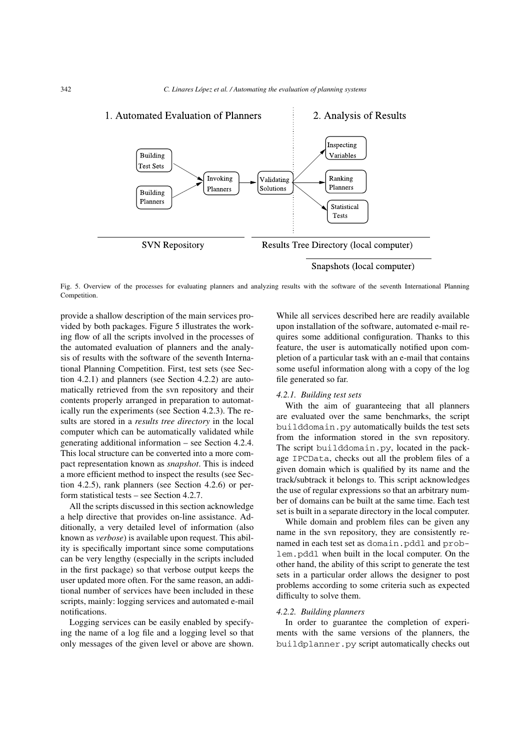Fig. 5. Overview of the processes for evaluating planners and analyzing results with the software of the seventh International Planning Competition.

provide a shallow description of the main services provided by both packages. Figure 5 illustrates the working flow of all the scripts involved in the processes of the automated evaluation of planners and the analysis of results with the software of the seventh International Planning Competition. First, test sets (see Section 4.2.1) and planners (see Section 4.2.2) are automatically retrieved from the svn repository and their contents properly arranged in preparation to automatically run the experiments (see Section 4.2.3). The results are stored in a *results tree directory* in the local computer which can be automatically validated while generating additional information – see Section 4.2.4. This local structure can be converted into a more compact representation known as *snapshot*. This is indeed a more efficient method to inspect the results (see Section 4.2.5), rank planners (see Section 4.2.6) or perform statistical tests – see Section 4.2.7.

All the scripts discussed in this section acknowledge a help directive that provides on-line assistance. Additionally, a very detailed level of information (also known as *verbose*) is available upon request. This ability is specifically important since some computations can be very lengthy (especially in the scripts included in the first package) so that verbose output keeps the user updated more often. For the same reason, an additional number of services have been included in these scripts, mainly: logging services and automated e-mail notifications.

Logging services can be easily enabled by specifying the name of a log file and a logging level so that only messages of the given level or above are shown. While all services described here are readily available upon installation of the software, automated e-mail requires some additional configuration. Thanks to this feature, the user is automatically notified upon completion of a particular task with an e-mail that contains some useful information along with a copy of the log file generated so far.

#### 4.2.1. Building test sets

With the aim of guaranteeing that all planners are evaluated over the same benchmarks, the script `builddomain.py` automatically builds the test sets from the information stored in the svn repository. The script `builddomain.py`, located in the package `IPCData`, checks out all the problem files of a given domain which is qualified by its name and the track/subtrack it belongs to. This script acknowledges the use of regular expressions so that an arbitrary number of domains can be built at the same time. Each test set is built in a separate directory in the local computer.

While domain and problem files can be given any name in the svn repository, they are consistently renamed in each test set as `domain.pddl` and `problem.pddl` when built in the local computer. On the other hand, the ability of this script to generate the test sets in a particular order allows the designer to post problems according to some criteria such as expected difficulty to solve them.

#### 4.2.2. Building planners

In order to guarantee the completion of experiments with the same versions of the planners, the `buildplanner.py` script automatically checks out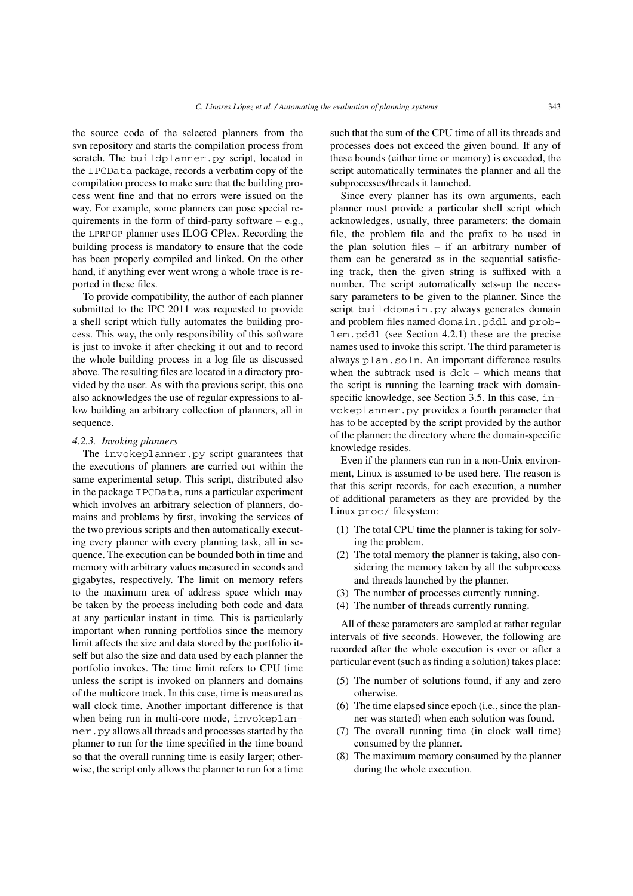the source code of the selected planners from the svn repository and starts the compilation process from scratch. The `buildplanner.py` script, located in the `IPCData` package, records a verbatim copy of the compilation process to make sure that the building process went fine and that no errors were issued on the way. For example, some planners can pose special requirements in the form of third-party software – e.g., the LPRPGP planner uses ILOG CPlex. Recording the building process is mandatory to ensure that the code has been properly compiled and linked. On the other hand, if anything ever went wrong a whole trace is reported in these files.

To provide compatibility, the author of each planner submitted to the IPC 2011 was requested to provide a shell script which fully automates the building process. This way, the only responsibility of this software is just to invoke it after checking it out and to record the whole building process in a log file as discussed above. The resulting files are located in a directory provided by the user. As with the previous script, this one also acknowledges the use of regular expressions to allow building an arbitrary collection of planners, all in sequence.

#### *4.2.3. Invoking planners*

The `invokeplanner.py` script guarantees that the executions of planners are carried out within the same experimental setup. This script, distributed also in the package `IPCData`, runs a particular experiment which involves an arbitrary selection of planners, domains and problems by first, invoking the services of the two previous scripts and then automatically executing every planner with every planning task, all in sequence. The execution can be bounded both in time and memory with arbitrary values measured in seconds and gigabytes, respectively. The limit on memory refers to the maximum area of address space which may be taken by the process including both code and data at any particular instant in time. This is particularly important when running portfolios since the memory limit affects the size and data stored by the portfolio itself but also the size and data used by each planner the portfolio invokes. The time limit refers to CPU time unless the script is invoked on planners and domains of the multicore track. In this case, time is measured as wall clock time. Another important difference is that when being run in multi-core mode, `invokeplanner.py` allows all threads and processes started by the planner to run for the time specified in the time bound so that the overall running time is easily larger; otherwise, the script only allows the planner to run for a time such that the sum of the CPU time of all its threads and processes does not exceed the given bound. If any of these bounds (either time or memory) is exceeded, the script automatically terminates the planner and all the subprocesses/threads it launched.

Since every planner has its own arguments, each planner must provide a particular shell script which acknowledges, usually, three parameters: the domain file, the problem file and the prefix to be used in the plan solution files – if an arbitrary number of them can be generated as in the sequential satisficing track, then the given string is suffixed with a number. The script automatically sets-up the necessary parameters to be given to the planner. Since the script `builddomain.py` always generates domain and problem files named `domain.pddl` and `problem.pddl` (see Section 4.2.1) these are the precise names used to invoke this script. The third parameter is always `plan.soln`. An important difference results when the subtrack used is `dck` – which means that the script is running the learning track with domain-specific knowledge, see Section 3.5. In this case, `invokeplanner.py` provides a fourth parameter that has to be accepted by the script provided by the author of the planner: the directory where the domain-specific knowledge resides.

Even if the planners can run in a non-Unix environment, Linux is assumed to be used here. The reason is that this script records, for each execution, a number of additional parameters as they are provided by the Linux `proc/` filesystem:

(1) The total CPU time the planner is taking for solving the problem.
(2) The total memory the planner is taking, also considering the memory taken by all the subprocess and threads launched by the planner.
(3) The number of processes currently running.
(4) The number of threads currently running.

All of these parameters are sampled at rather regular intervals of five seconds. However, the following are recorded after the whole execution is over or after a particular event (such as finding a solution) takes place:

(5) The number of solutions found, if any and zero otherwise.
(6) The time elapsed since epoch (i.e., since the planner was started) when each solution was found.
(7) The overall running time (in clock wall time) consumed by the planner.
(8) The maximum memory consumed by the planner during the whole execution.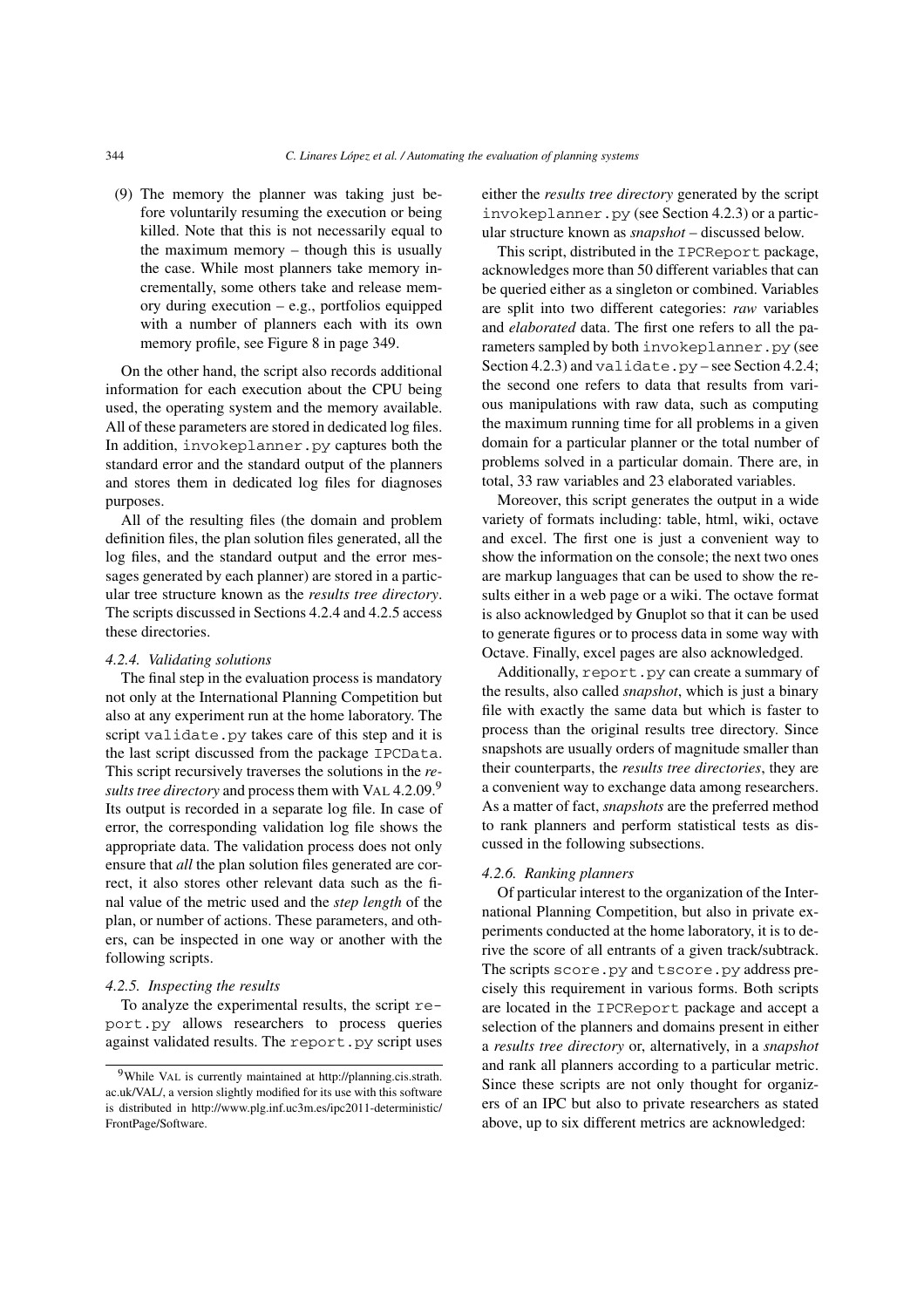(9) The memory the planner was taking just before voluntarily resuming the execution or being killed. Note that this is not necessarily equal to the maximum memory – though this is usually the case. While most planners take memory incrementally, some others take and release memory during execution – e.g., portfolios equipped with a number of planners each with its own memory profile, see Figure 8 in page 349.

On the other hand, the script also records additional information for each execution about the CPU being used, the operating system and the memory available. All of these parameters are stored in dedicated log files. In addition, `invokeplanner.py` captures both the standard error and the standard output of the planners and stores them in dedicated log files for diagnoses purposes.

All of the resulting files (the domain and problem definition files, the plan solution files generated, all the log files, and the standard output and the error messages generated by each planner) are stored in a particular tree structure known as the *results tree directory*. The scripts discussed in Sections 4.2.4 and 4.2.5 access these directories.

#### *4.2.4. Validating solutions*

The final step in the evaluation process is mandatory not only at the International Planning Competition but also at any experiment run at the home laboratory. The script `validate.py` takes care of this step and it is the last script discussed from the package `IPCData`. This script recursively traverses the solutions in the *results tree directory* and process them with VAL 4.2.09.[9] Its output is recorded in a separate log file. In case of error, the corresponding validation log file shows the appropriate data. The validation process does not only ensure that *all* the plan solution files generated are correct, it also stores other relevant data such as the final value of the metric used and the *step length* of the plan, or number of actions. These parameters, and others, can be inspected in one way or another with the following scripts.

#### *4.2.5. Inspecting the results*

To analyze the experimental results, the script `report.py` allows researchers to process queries against validated results. The `report.py` script uses either the *results tree directory* generated by the script `invokeplanner.py` (see Section 4.2.3) or a particular structure known as *snapshot* – discussed below.

This script, distributed in the `IPCReport` package, acknowledges more than 50 different variables that can be queried either as a singleton or combined. Variables are split into two different categories: *raw* variables and *elaborated* data. The first one refers to all the parameters sampled by both `invokeplanner.py` (see Section 4.2.3) and `validate.py` – see Section 4.2.4; the second one refers to data that results from various manipulations with raw data, such as computing the maximum running time for all problems in a given domain for a particular planner or the total number of problems solved in a particular domain. There are, in total, 33 raw variables and 23 elaborated variables.

Moreover, this script generates the output in a wide variety of formats including: table, html, wiki, octave and excel. The first one is just a convenient way to show the information on the console; the next two ones are markup languages that can be used to show the results either in a web page or a wiki. The octave format is also acknowledged by Gnuplot so that it can be used to generate figures or to process data in some way with Octave. Finally, excel pages are also acknowledged.

Additionally, `report.py` can create a summary of the results, also called *snapshot*, which is just a binary file with exactly the same data but which is faster to process than the original results tree directory. Since snapshots are usually orders of magnitude smaller than their counterparts, the *results tree directories*, they are a convenient way to exchange data among researchers. As a matter of fact, *snapshots* are the preferred method to rank planners and perform statistical tests as discussed in the following subsections.

#### *4.2.6. Ranking planners*

Of particular interest to the organization of the International Planning Competition, but also in private experiments conducted at the home laboratory, it is to derive the score of all entrants of a given track/subtrack. The scripts `score.py` and `tscore.py` address precisely this requirement in various forms. Both scripts are located in the `IPCReport` package and accept a selection of the planners and domains present in either a *results tree directory* or, alternatively, in a *snapshot* and rank all planners according to a particular metric. Since these scripts are not only thought for organizers of an IPC but also to private researchers as stated above, up to six different metrics are acknowledged:

---

[9] While VAL is currently maintained at http://planning.cis.strath.ac.uk/VAL/, a version slightly modified for its use with this software is distributed in http://www.plg.inf.uc3m.es/ipc2011-deterministic/FrontPage/Software.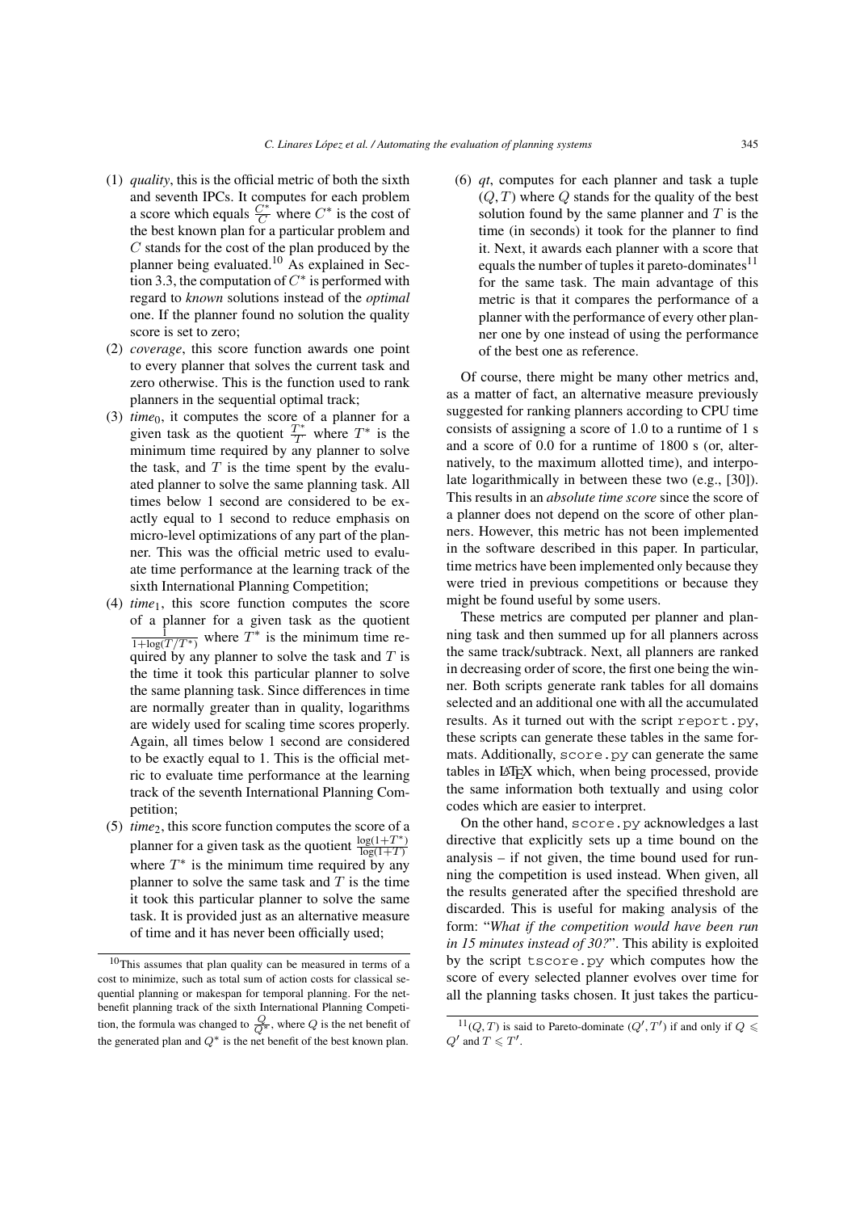(1) *quality*, this is the official metric of both the sixth and seventh IPCs. It computes for each problem a score which equals $\frac{C^*}{C}$ where $C^*$ is the cost of the best known plan for a particular problem and $C$ stands for the cost of the plan produced by the planner being evaluated.[10] As explained in Section 3.3, the computation of $C^*$ is performed with regard to *known* solutions instead of the *optimal* one. If the planner found no solution the quality score is set to zero;

(2) *coverage*, this score function awards one point to every planner that solves the current task and zero otherwise. This is the function used to rank planners in the sequential optimal track;

(3) *time*$_0$, it computes the score of a planner for a given task as the quotient $\frac{T^*}{T}$ where $T^*$ is the minimum time required by any planner to solve the task, and $T$ is the time spent by the evaluated planner to solve the same planning task. All times below 1 second are considered to be exactly equal to 1 second to reduce emphasis on micro-level optimizations of any part of the planner. This was the official metric used to evaluate time performance at the learning track of the sixth International Planning Competition;

(4) *time*$_1$, this score function computes the score of a planner for a given task as the quotient $\frac{1}{1+\log(T/T^*)}$ where $T^*$ is the minimum time required by any planner to solve the task and $T$ is the time it took this particular planner to solve the same planning task. Since differences in time are normally greater than in quality, logarithms are widely used for scaling time scores properly. Again, all times below 1 second are considered to be exactly equal to 1. This is the official metric to evaluate time performance at the learning track of the seventh International Planning Competition;

(5) *time*$_2$, this score function computes the score of a planner for a given task as the quotient $\frac{\log(1+T^*)}{\log(1+T)}$ where $T^*$ is the minimum time required by any planner to solve the same task and $T$ is the time it took this particular planner to solve the same task. It is provided just as an alternative measure of time and it has never been officially used;

(6) *qt*, computes for each planner and task a tuple $(Q, T)$ where $Q$ stands for the quality of the best solution found by the same planner and $T$ is the time (in seconds) it took for the planner to find it. Next, it awards each planner with a score that equals the number of tuples it pareto-dominates[11] for the same task. The main advantage of this metric is that it compares the performance of a planner with the performance of every other planner one by one instead of using the performance of the best one as reference.

Of course, there might be many other metrics and, as a matter of fact, an alternative measure previously suggested for ranking planners according to CPU time consists of assigning a score of 1.0 to a runtime of 1 s and a score of 0.0 for a runtime of 1800 s (or, alternatively, to the maximum allotted time), and interpolate logarithmically in between these two (e.g., [30]). This results in an *absolute time score* since the score of a planner does not depend on the score of other planners. However, this metric has not been implemented in the software described in this paper. In particular, time metrics have been implemented only because they were tried in previous competitions or because they might be found useful by some users.

These metrics are computed per planner and planning task and then summed up for all planners across the same track/subtrack. Next, all planners are ranked in decreasing order of score, the first one being the winner. Both scripts generate rank tables for all domains selected and an additional one with all the accumulated results. As it turned out with the script `report.py`, these scripts can generate these tables in the same formats. Additionally, `score.py` can generate the same tables in LaTeX which, when being processed, provide the same information both textually and using color codes which are easier to interpret.

On the other hand, `score.py` acknowledges a last directive that explicitly sets up a time bound used on the analysis – if not given, the time bound used for running the competition is used instead. When given, all the results generated after the specified threshold are discarded. This is useful for making analysis of the form: "*What if the competition would have been run in 15 minutes instead of 30?*". This ability is exploited by the script `tscore.py` which computes how the score of every selected planner evolves over time for all the planning tasks chosen. It just takes the particu-

[10]This assumes that plan quality can be measured in terms of a cost to minimize, such as total sum of action costs for classical sequential planning or makespan for temporal planning. For the net-benefit planning track of the sixth International Planning Competition, the formula was changed to $\frac{Q}{Q^*}$, where $Q$ is the net benefit of the generated plan and $Q^*$ is the net benefit of the best known plan.

[11]$(Q, T)$ is said to Pareto-dominate $(Q', T')$ if and only if $Q \leqslant Q'$ and $T \leqslant T'$.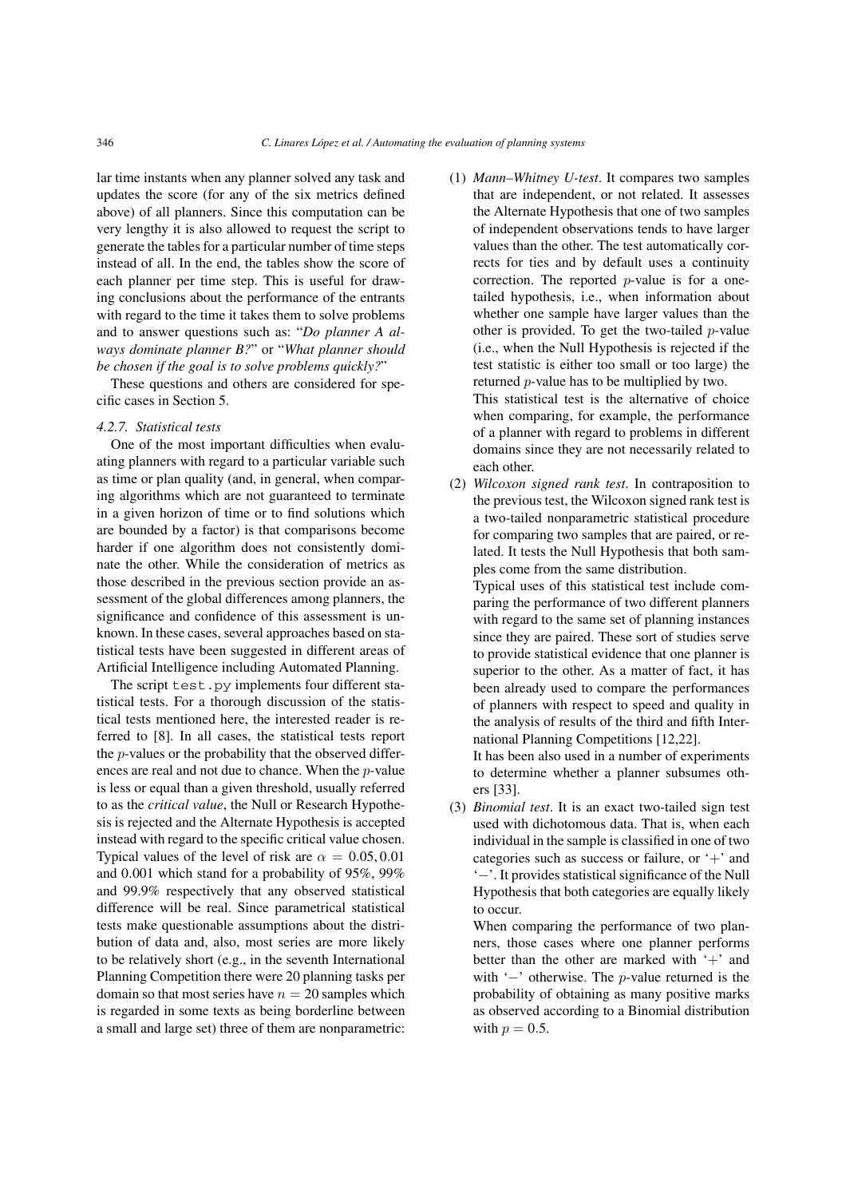lar time instants when any planner solved any task and updates the score (for any of the six metrics defined above) of all planners. Since this computation can be very lengthy it is also allowed to request the script to generate the tables for a particular number of time steps instead of all. In the end, the tables show the score of each planner per time step. This is useful for drawing conclusions about the performance of the entrants with regard to the time it takes them to solve problems and to answer questions such as: "*Do planner A always dominate planner B?*" or "*What planner should be chosen if the goal is to solve problems quickly?*"

These questions and others are considered for specific cases in Section 5.

#### *4.2.7. Statistical tests*

One of the most important difficulties when evaluating planners with regard to a particular variable such as time or plan quality (and, in general, when comparing algorithms which are not guaranteed to terminate in a given horizon of time or to find solutions which are bounded by a factor) is that comparisons become harder if one algorithm does not consistently dominate the other. While the consideration of metrics as those described in the previous section provide an assessment of the global differences among planners, the significance and confidence of this assessment is unknown. In these cases, several approaches based on statistical tests have been suggested in different areas of Artificial Intelligence including Automated Planning.

The script `test.py` implements four different statistical tests. For a thorough discussion of the statistical tests mentioned here, the interested reader is referred to [8]. In all cases, the statistical tests report the $p$-values or the probability that the observed differences are real and not due to chance. When the $p$-value is less or equal than a given threshold, usually referred to as the *critical value*, the Null or Research Hypothesis is rejected and the Alternate Hypothesis is accepted instead with regard to the specific critical value chosen. Typical values of the level of risk are $\alpha = 0.05, 0.01$ and $0.001$ which stand for a probability of 95%, 99% and 99.9% respectively that any observed statistical difference will be real. Since parametrical statistical tests make questionable assumptions about the distribution of data and, also, most series are more likely to be relatively short (e.g., in the seventh International Planning Competition there were 20 planning tasks per domain so that most series have $n = 20$ samples which is regarded in some texts as being borderline between a small and large set) three of them are nonparametric:

(1) *Mann–Whitney U-test*. It compares two samples that are independent, or not related. It assesses the Alternate Hypothesis that one of two samples of independent observations tends to have larger values than the other. The test automatically corrects for ties and by default uses a continuity correction. The reported $p$-value is for a one-tailed hypothesis, i.e., when information about whether one sample have larger values than the other is provided. To get the two-tailed $p$-value (i.e., when the Null Hypothesis is rejected if the test statistic is either too small or too large) the returned $p$-value has to be multiplied by two.

   This statistical test is the alternative of choice when comparing, for example, the performance of a planner with regard to problems in different domains since they are not necessarily related to each other.

(2) *Wilcoxon signed rank test*. In contraposition to the previous test, the Wilcoxon signed rank test is a two-tailed nonparametric statistical procedure for comparing two samples that are paired, or related. It tests the Null Hypothesis that both samples come from the same distribution.

   Typical uses of this statistical test include comparing the performance of two different planners with regard to the same set of planning instances since they are paired. These sort of studies serve to provide statistical evidence that one planner is superior to the other. As a matter of fact, it has been already used to compare the performances of planners with respect to speed and quality in the analysis of results of the third and fifth International Planning Competitions [12,22].

   It has been also used in a number of experiments to determine whether a planner subsumes others [33].

(3) *Binomial test*. It is an exact two-tailed sign test used with dichotomous data. That is, when each individual in the sample is classified in one of two categories such as success or failure, or '+' and '−'. It provides statistical significance of the Null Hypothesis that both categories are equally likely to occur.

   When comparing the performance of two planners, those cases where one planner performs better than the other are marked with '+' and with '−' otherwise. The $p$-value returned is the probability of obtaining as many positive marks as observed according to a Binomial distribution with $p = 0.5$.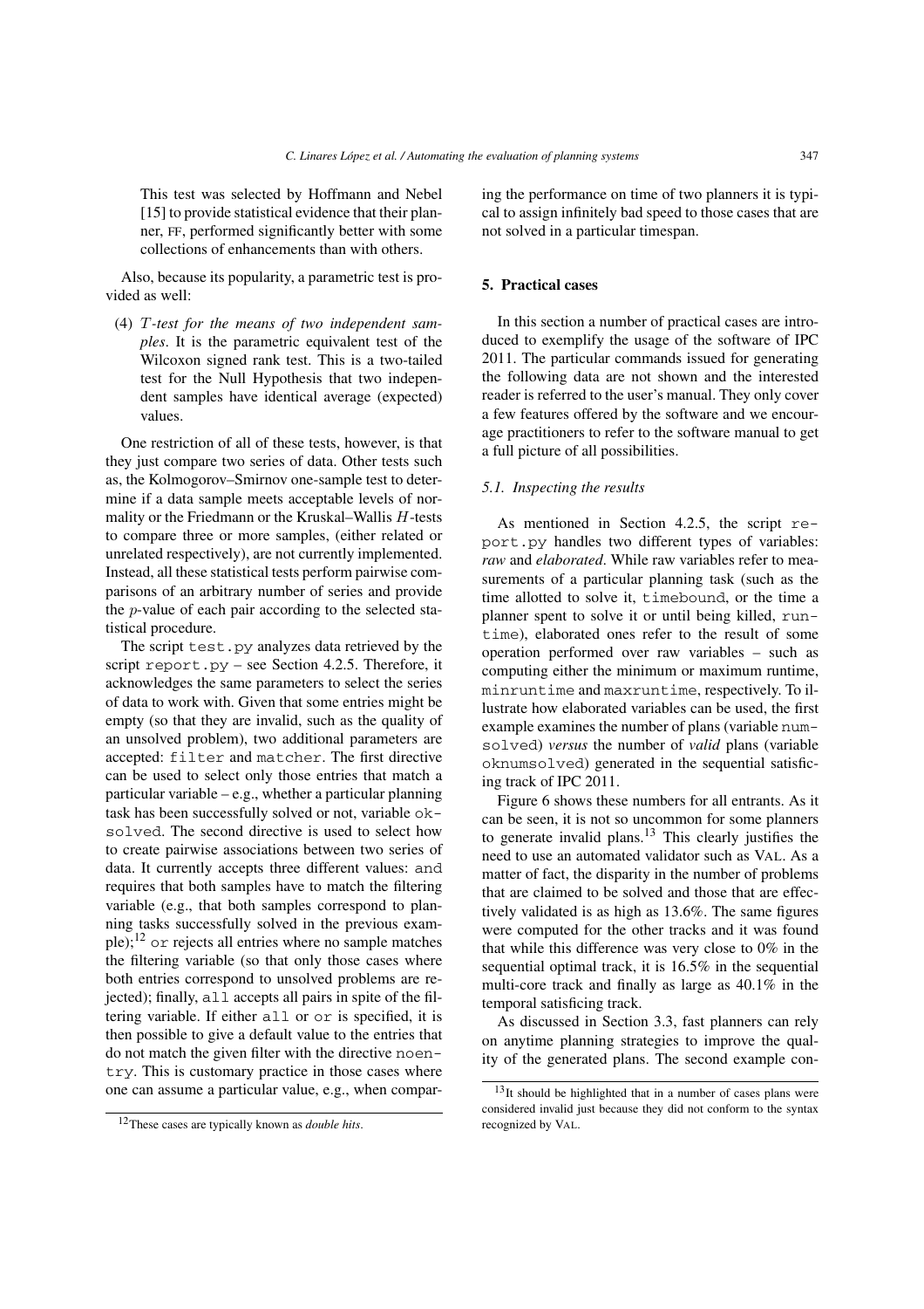This test was selected by Hoffmann and Nebel [15] to provide statistical evidence that their planner, FF, performed significantly better with some collections of enhancements than with others.

Also, because its popularity, a parametric test is provided as well:

(4) *$T$-test for the means of two independent samples*. It is the parametric equivalent test of the Wilcoxon signed rank test. This is a two-tailed test for the Null Hypothesis that two independent samples have identical average (expected) values.

One restriction of all of these tests, however, is that they just compare two series of data. Other tests such as, the Kolmogorov–Smirnov one-sample test to determine if a data sample meets acceptable levels of normality or the Friedmann or the Kruskal–Wallis $H$-tests to compare three or more samples, (either related or unrelated respectively), are not currently implemented. Instead, all these statistical tests perform pairwise comparisons of an arbitrary number of series and provide the $p$-value of each pair according to the selected statistical procedure.

The script `test.py` analyzes data retrieved by the script `report.py` – see Section 4.2.5. Therefore, it acknowledges the same parameters to select the series of data to work with. Given that some entries might be empty (so that they are invalid, such as the quality of an unsolved problem), two additional parameters are accepted: `filter` and `matcher`. The first directive can be used to select only those entries that match a particular variable – e.g., whether a particular planning task has been successfully solved or not, variable `oksolved`. The second directive is used to select how to create pairwise associations between two series of data. It currently accepts three different values: `and` requires that both samples have to match the filtering variable (e.g., that both samples correspond to planning tasks successfully solved in the previous example);[12] `or` rejects all entries where no sample matches the filtering variable (so that only those cases where both entries correspond to unsolved problems are rejected); finally, `all` accepts all pairs in spite of the filtering variable. If either `all` or `or` is specified, it is then possible to give a default value to the entries that do not match the given filter with the directive `noentry`. This is customary practice in those cases where one can assume a particular value, e.g., when comparing the performance on time of two planners it is typical to assign infinitely bad speed to those cases that are not solved in a particular timespan.

## 5. Practical cases

In this section a number of practical cases are introduced to exemplify the usage of the software of IPC 2011. The particular commands issued for generating the following data are not shown and the interested reader is referred to the user's manual. They only cover a few features offered by the software and we encourage practitioners to refer to the software manual to get a full picture of all possibilities.

### 5.1. Inspecting the results

As mentioned in Section 4.2.5, the script `report.py` handles two different types of variables: *raw* and *elaborated*. While raw variables refer to measurements of a particular planning task (such as the time allotted to solve it, `timebound`, or the time a planner spent to solve it or until being killed, `runtime`), elaborated ones refer to the result of some operation performed over raw variables – such as computing either the minimum or maximum runtime, `minruntime` and `maxruntime`, respectively. To illustrate how elaborated variables can be used, the first example examines the number of plans (variable `numsolved`) *versus* the number of *valid* plans (variable `oknumsolved`) generated in the sequential satisficing track of IPC 2011.

Figure 6 shows these numbers for all entrants. As it can be seen, it is not so uncommon for some planners to generate invalid plans.[13] This clearly justifies the need to use an automated validator such as VAL. As a matter of fact, the disparity in the number of problems that are claimed to be solved and those that are effectively validated is as high as 13.6%. The same figures were computed for the other tracks and it was found that while this difference was very close to 0% in the sequential optimal track, it is 16.5% in the sequential multi-core track and finally as large as 40.1% in the temporal satisficing track.

As discussed in Section 3.3, fast planners can rely on anytime planning strategies to improve the quality of the generated plans. The second example con-

[12] These cases are typically known as *double hits*.

[13] It should be highlighted that in a number of cases plans were considered invalid just because they did not conform to the syntax recognized by VAL.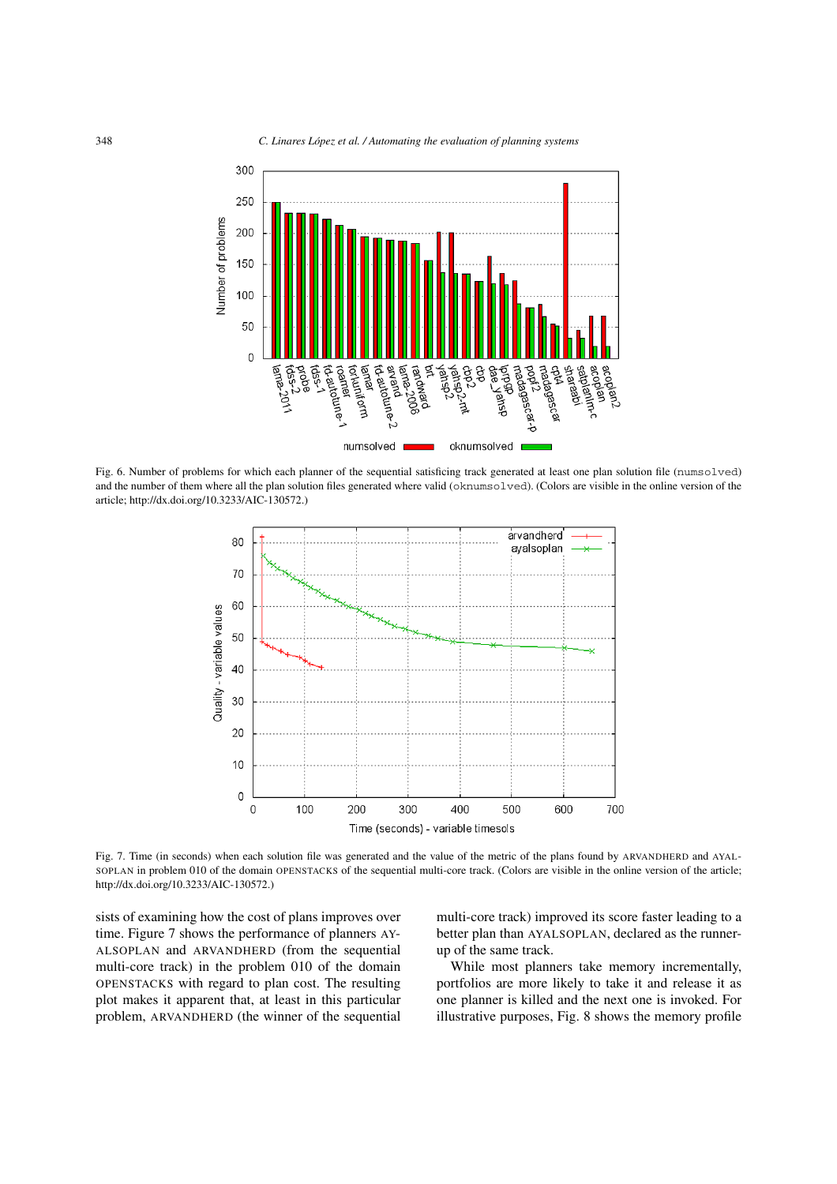Fig. 6. Number of problems for which each planner of the sequential satisficing track generated at least one plan solution file (`numsolved`) and the number of them where all the plan solution files generated where valid (`oknumsolved`). (Colors are visible in the online version of the article; http://dx.doi.org/10.3233/AIC-130572.)

Fig. 7. Time (in seconds) when each solution file was generated and the value of the metric of the plans found by ARVANDHERD and AYALSOPLAN in problem 010 of the domain OPENSTACKS of the sequential multi-core track. (Colors are visible in the online version of the article; http://dx.doi.org/10.3233/AIC-130572.)

sists of examining how the cost of plans improves over time. Figure 7 shows the performance of planners AYALSOPLAN and ARVANDHERD (from the sequential multi-core track) in the problem 010 of the domain OPENSTACKS with regard to plan cost. The resulting plot makes it apparent that, at least in this particular problem, ARVANDHERD (the winner of the sequential multi-core track) improved its score faster leading to a better plan than AYALSOPLAN, declared as the runner-up of the same track.

While most planners take memory incrementally, portfolios are more likely to take it and release it as one planner is killed and the next one is invoked. For illustrative purposes, Fig. 8 shows the memory profile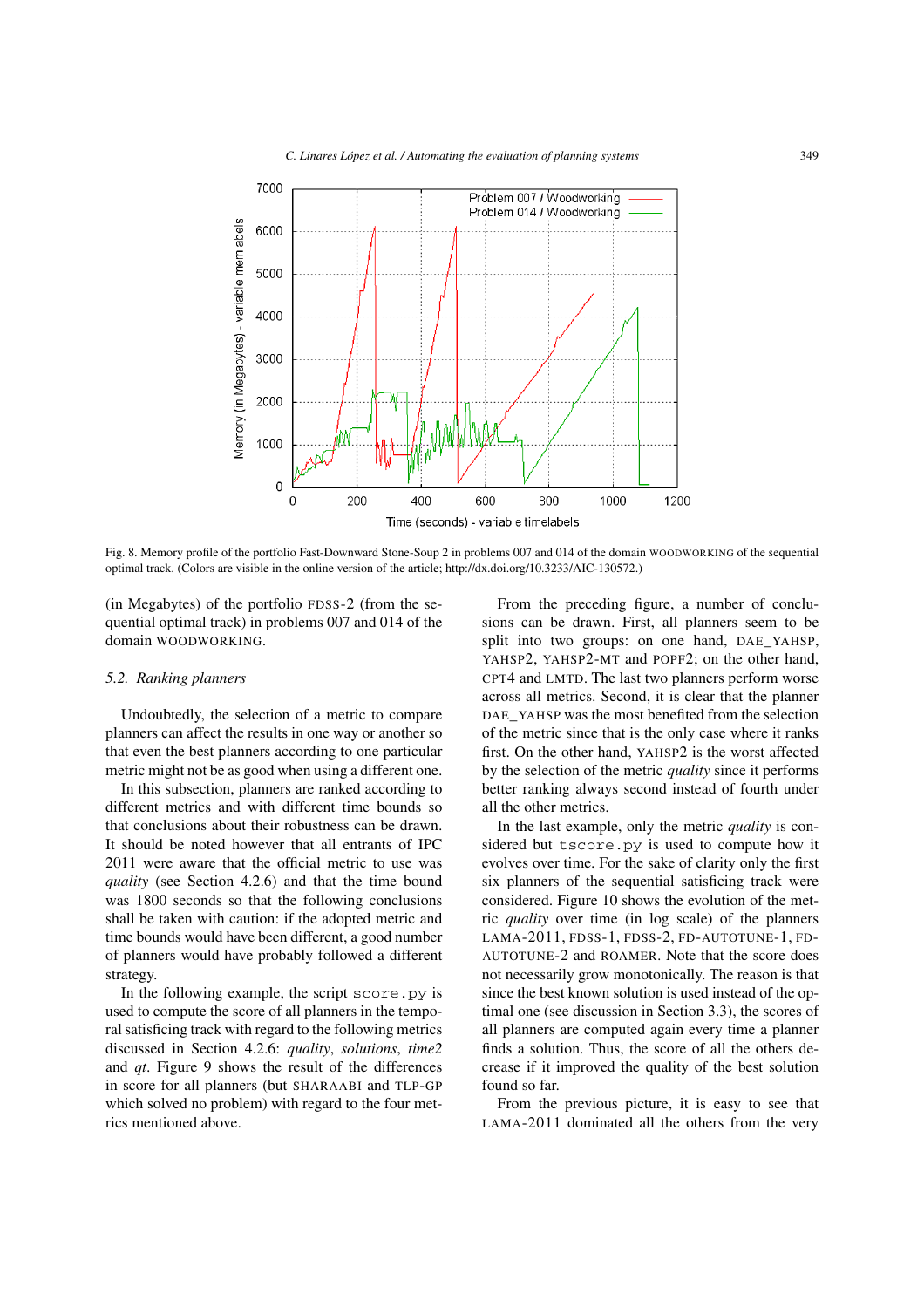Fig. 8. Memory profile of the portfolio Fast-Downward Stone-Soup 2 in problems 007 and 014 of the domain WOODWORKING of the sequential optimal track. (Colors are visible in the online version of the article; http://dx.doi.org/10.3233/AIC-130572.)

(in Megabytes) of the portfolio FDSS-2 (from the sequential optimal track) in problems 007 and 014 of the domain WOODWORKING.

### 5.2. Ranking planners

Undoubtedly, the selection of a metric to compare planners can affect the results in one way or another so that even the best planners according to one particular metric might not be as good when using a different one.

In this subsection, planners are ranked according to different metrics and with different time bounds so that conclusions about their robustness can be drawn. It should be noted however that all entrants of IPC 2011 were aware that the official metric to use was *quality* (see Section 4.2.6) and that the time bound was 1800 seconds so that the following conclusions shall be taken with caution: if the adopted metric and time bounds would have been different, a good number of planners would have probably followed a different strategy.

In the following example, the script `score.py` is used to compute the score of all planners in the temporal satisficing track with regard to the following metrics discussed in Section 4.2.6: *quality*, *solutions*, *time2* and *qt*. Figure 9 shows the result of the differences in score for all planners (but SHARAABI and TLP-GP which solved no problem) with regard to the four metrics mentioned above.

From the preceding figure, a number of conclusions can be drawn. First, all planners seem to be split into two groups: on one hand, DAE_YAHSP, YAHSP2, YAHSP2-MT and POPF2; on the other hand, CPT4 and LMTD. The last two planners perform worse across all metrics. Second, it is clear that the planner DAE_YAHSP was the most benefited from the selection of the metric since that is the only case where it ranks first. On the other hand, YAHSP2 is the worst affected by the selection of the metric *quality* since it performs better ranking always second instead of fourth under all the other metrics.

In the last example, only the metric *quality* is considered but `tscore.py` is used to compute how it evolves over time. For the sake of clarity only the first six planners of the sequential satisficing track were considered. Figure 10 shows the evolution of the metric *quality* over time (in log scale) of the planners LAMA-2011, FDSS-1, FDSS-2, FD-AUTOTUNE-1, FD-AUTOTUNE-2 and ROAMER. Note that the score does not necessarily grow monotonically. The reason is that since the best known solution is used instead of the optimal one (see discussion in Section 3.3), the scores of all planners are computed again every time a planner finds a solution. Thus, the score of all the others decrease if it improved the quality of the best solution found so far.

From the previous picture, it is easy to see that LAMA-2011 dominated all the others from the very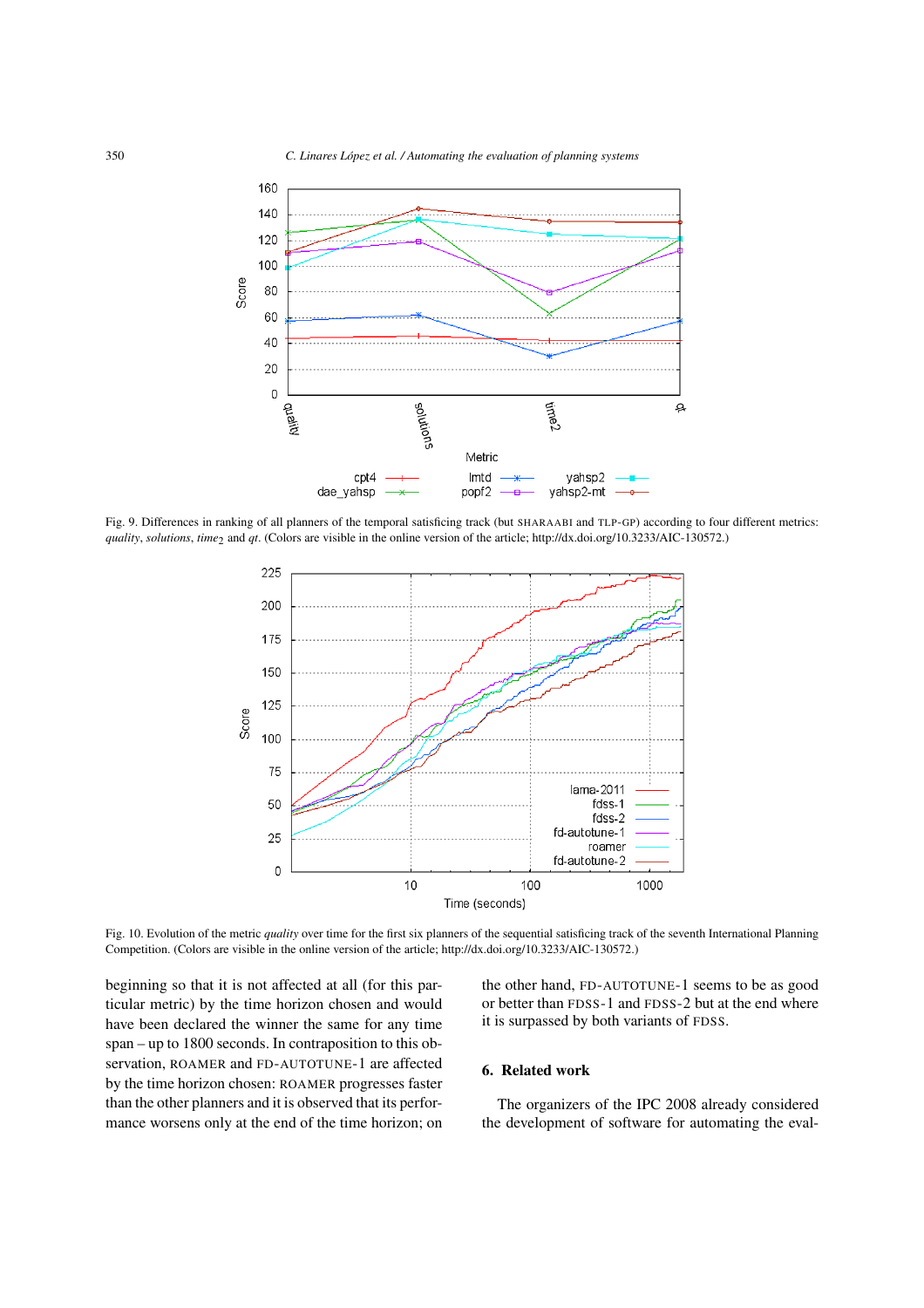Fig. 9. Differences in ranking of all planners of the temporal satisficing track (but SHARAABI and TLP-GP) according to four different metrics: *quality*, *solutions*, $time_2$ and *qt*. (Colors are visible in the online version of the article; http://dx.doi.org/10.3233/AIC-130572.)

Fig. 10. Evolution of the metric *quality* over time for the first six planners of the sequential satisficing track of the seventh International Planning Competition. (Colors are visible in the online version of the article; http://dx.doi.org/10.3233/AIC-130572.)

beginning so that it is not affected at all (for this particular metric) by the time horizon chosen and would have been declared the winner the same for any time span – up to 1800 seconds. In contraposition to this observation, ROAMER and FD-AUTOTUNE-1 are affected by the time horizon chosen: ROAMER progresses faster than the other planners and it is observed that its performance worsens only at the end of the time horizon; on the other hand, FD-AUTOTUNE-1 seems to be as good or better than FDSS-1 and FDSS-2 but at the end where it is surpassed by both variants of FDSS.

## 6. Related work

The organizers of the IPC 2008 already considered the development of software for automating the eval-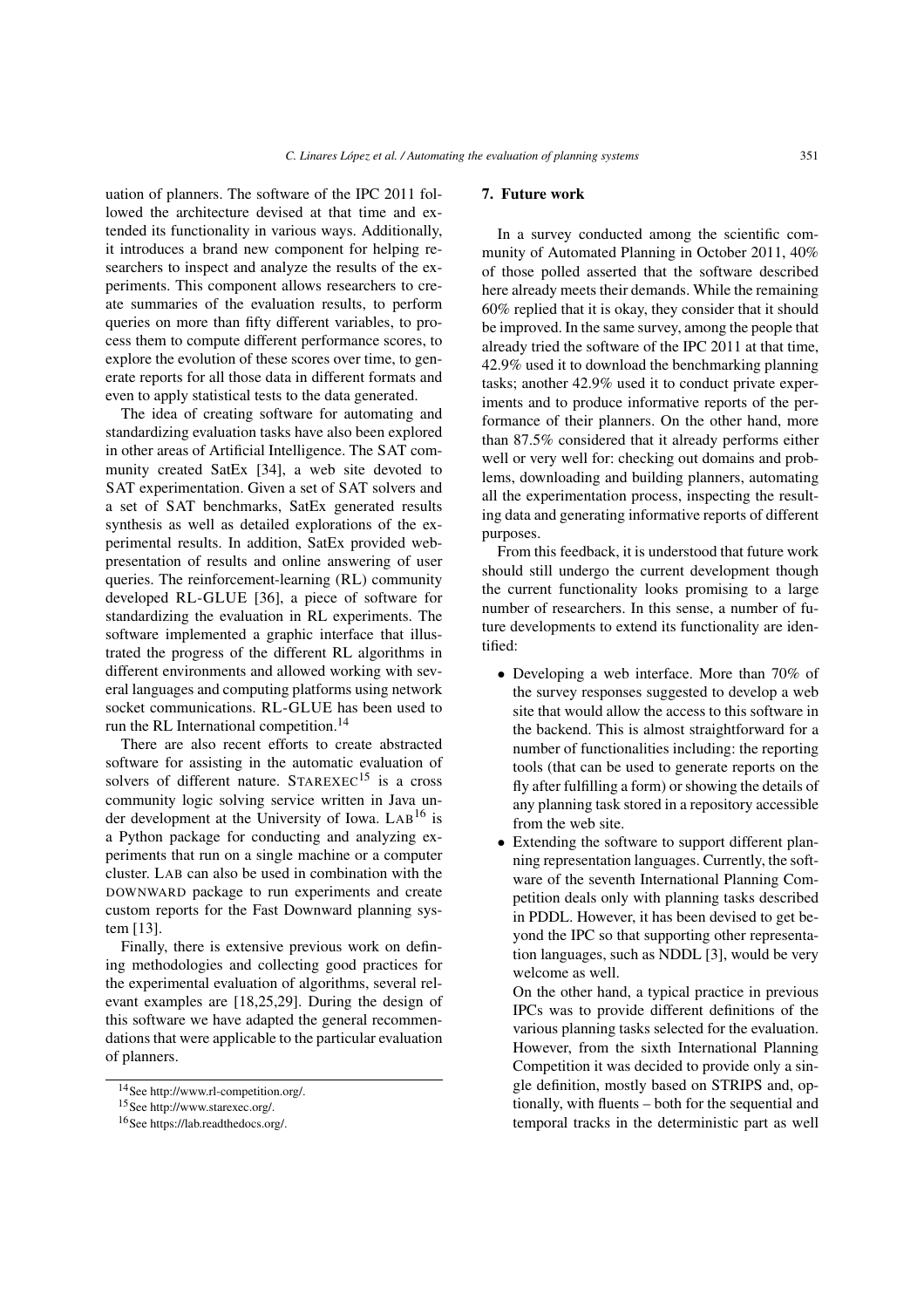uation of planners. The software of the IPC 2011 followed the architecture devised at that time and extended its functionality in various ways. Additionally, it introduces a brand new component for helping researchers to inspect and analyze the results of the experiments. This component allows researchers to create summaries of the evaluation results, to perform queries on more than fifty different variables, to process them to compute different performance scores, to explore the evolution of these scores over time, to generate reports for all those data in different formats and even to apply statistical tests to the data generated.

The idea of creating software for automating and standardizing evaluation tasks have also been explored in other areas of Artificial Intelligence. The SAT community created SatEx [34], a web site devoted to SAT experimentation. Given a set of SAT solvers and a set of SAT benchmarks, SatEx generated results synthesis as well as detailed explorations of the experimental results. In addition, SatEx provided web-presentation of results and online answering of user queries. The reinforcement-learning (RL) community developed RL-GLUE [36], a piece of software for standardizing the evaluation in RL experiments. The software implemented a graphic interface that illustrated the progress of the different RL algorithms in different environments and allowed working with several languages and computing platforms using network socket communications. RL-GLUE has been used to run the RL International competition.[14]

There are also recent efforts to create abstracted software for assisting in the automatic evaluation of solvers of different nature. STAREXEC[15] is a cross community logic solving service written in Java under development at the University of Iowa. LAB[16] is a Python package for conducting and analyzing experiments that run on a single machine or a computer cluster. LAB can also be used in combination with the DOWNWARD package to run experiments and create custom reports for the Fast Downward planning system [13].

Finally, there is extensive previous work on defining methodologies and collecting good practices for the experimental evaluation of algorithms, several relevant examples are [18,25,29]. During the design of this software we have adapted the general recommendations that were applicable to the particular evaluation of planners.

## 7. Future work

In a survey conducted among the scientific community of Automated Planning in October 2011, 40% of those polled asserted that the software described here already meets their demands. While the remaining 60% replied that it is okay, they consider that it should be improved. In the same survey, among the people that already tried the software of the IPC 2011 at that time, 42.9% used it to download the benchmarking planning tasks; another 42.9% used it to conduct private experiments and to produce informative reports of the performance of their planners. On the other hand, more than 87.5% considered that it already performs either well or very well for: checking out domains and problems, downloading and building planners, automating all the experimentation process, inspecting the resulting data and generating informative reports of different purposes.

From this feedback, it is understood that future work should still undergo the current development though the current functionality looks promising to a large number of researchers. In this sense, a number of future developments to extend its functionality are identified:

- Developing a web interface. More than 70% of the survey responses suggested to develop a web site that would allow the access to this software in the backend. This is almost straightforward for a number of functionalities including: the reporting tools (that can be used to generate reports on the fly after fulfilling a form) or showing the details of any planning task stored in a repository accessible from the web site.
- Extending the software to support different planning representation languages. Currently, the software of the seventh International Planning Competition deals only with planning tasks described in PDDL. However, it has been devised to get beyond the IPC so that supporting other representation languages, such as NDDL [3], would be very welcome as well.

  On the other hand, a typical practice in previous IPCs was to provide different definitions of the various planning tasks selected for the evaluation. However, from the sixth International Planning Competition it was decided to provide only a single definition, mostly based on STRIPS and, optionally, with fluents – both for the sequential and temporal tracks in the deterministic part as well

---

[14] See http://www.rl-competition.org/.

[15] See http://www.starexec.org/.

[16] See https://lab.readthedocs.org/.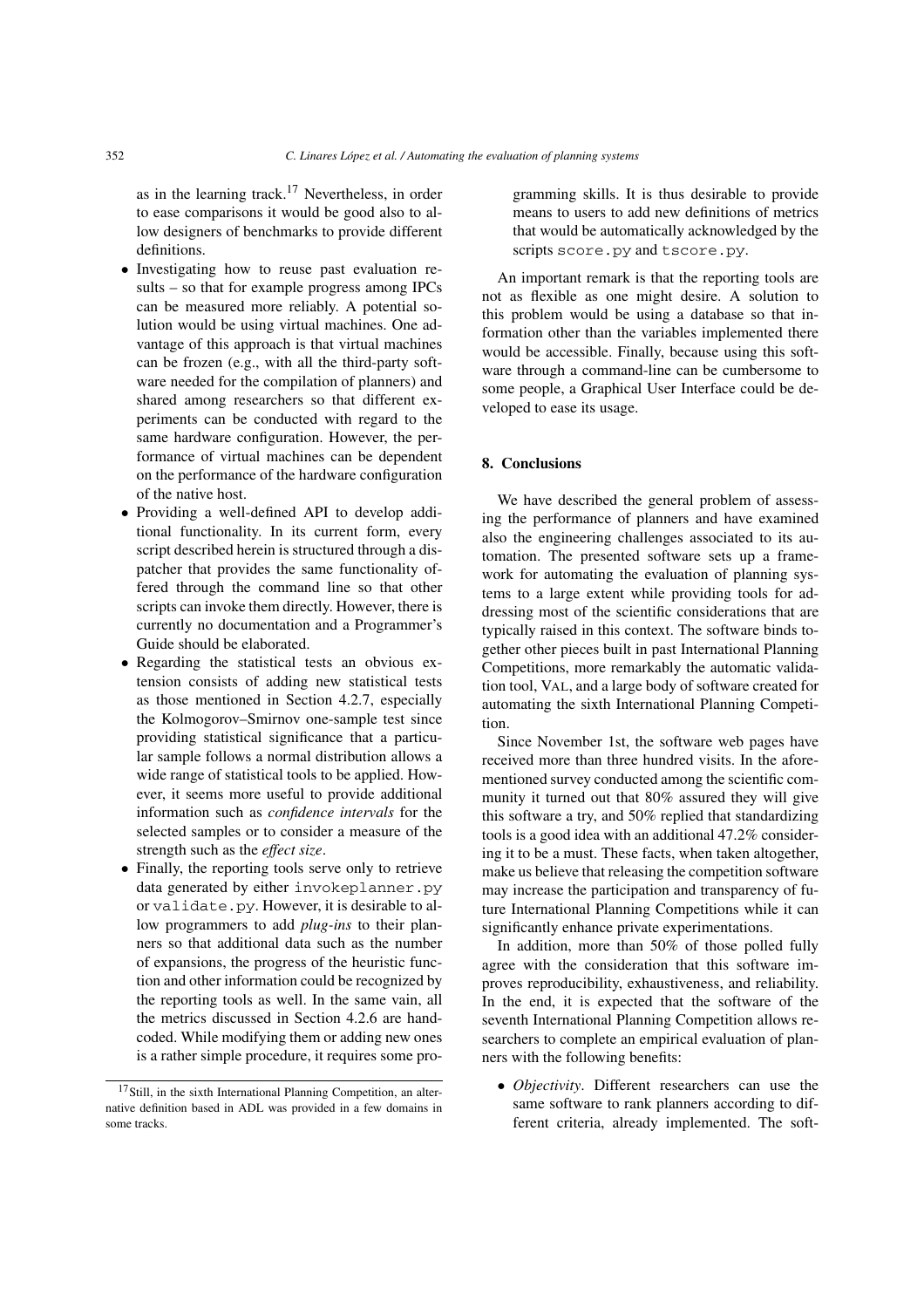as in the learning track.[17] Nevertheless, in order to ease comparisons it would be good also to allow designers of benchmarks to provide different definitions.

- Investigating how to reuse past evaluation results – so that for example progress among IPCs can be measured more reliably. A potential solution would be using virtual machines. One advantage of this approach is that virtual machines can be frozen (e.g., with all the third-party software needed for the compilation of planners) and shared among researchers so that different experiments can be conducted with regard to the same hardware configuration. However, the performance of virtual machines can be dependent on the performance of the hardware configuration of the native host.
- Providing a well-defined API to develop additional functionality. In its current form, every script described herein is structured through a dispatcher that provides the same functionality offered through the command line so that other scripts can invoke them directly. However, there is currently no documentation and a Programmer's Guide should be elaborated.
- Regarding the statistical tests an obvious extension consists of adding new statistical tests as those mentioned in Section 4.2.7, especially the Kolmogorov–Smirnov one-sample test since providing statistical significance that a particular sample follows a normal distribution allows a wide range of statistical tools to be applied. However, it seems more useful to provide additional information such as *confidence intervals* for the selected samples or to consider a measure of the strength such as the *effect size*.
- Finally, the reporting tools serve only to retrieve data generated by either `invokeplanner.py` or `validate.py`. However, it is desirable to allow programmers to add *plug-ins* to their planners so that additional data such as the number of expansions, the progress of the heuristic function and other information could be recognized by the reporting tools as well. In the same vain, all the metrics discussed in Section 4.2.6 are hand-coded. While modifying them or adding new ones is a rather simple procedure, it requires some programming skills. It is thus desirable to provide means to users to add new definitions of metrics that would be automatically acknowledged by the scripts `score.py` and `tscore.py`.

An important remark is that the reporting tools are not as flexible as one might desire. A solution to this problem would be using a database so that information other than the variables implemented there would be accessible. Finally, because using this software through a command-line can be cumbersome to some people, a Graphical User Interface could be developed to ease its usage.

## 8. Conclusions

We have described the general problem of assessing the performance of planners and have examined also the engineering challenges associated to its automation. The presented software sets up a framework for automating the evaluation of planning systems to a large extent while providing tools for addressing most of the scientific considerations that are typically raised in this context. The software binds together other pieces built in past International Planning Competitions, more remarkably the automatic validation tool, VAL, and a large body of software created for automating the sixth International Planning Competition.

Since November 1st, the software web pages have received more than three hundred visits. In the aforementioned survey conducted among the scientific community it turned out that 80% assured they will give this software a try, and 50% replied that standardizing tools is a good idea with an additional 47.2% considering it to be a must. These facts, when taken altogether, make us believe that releasing the competition software may increase the participation and transparency of future International Planning Competitions while it can significantly enhance private experimentations.

In addition, more than 50% of those polled fully agree with the consideration that this software improves reproducibility, exhaustiveness, and reliability. In the end, it is expected that the software of the seventh International Planning Competition allows researchers to complete an empirical evaluation of planners with the following benefits:

- *Objectivity*. Different researchers can use the same software to rank planners according to different criteria, already implemented. The soft-

[17] Still, in the sixth International Planning Competition, an alternative definition based in ADL was provided in a few domains in some tracks.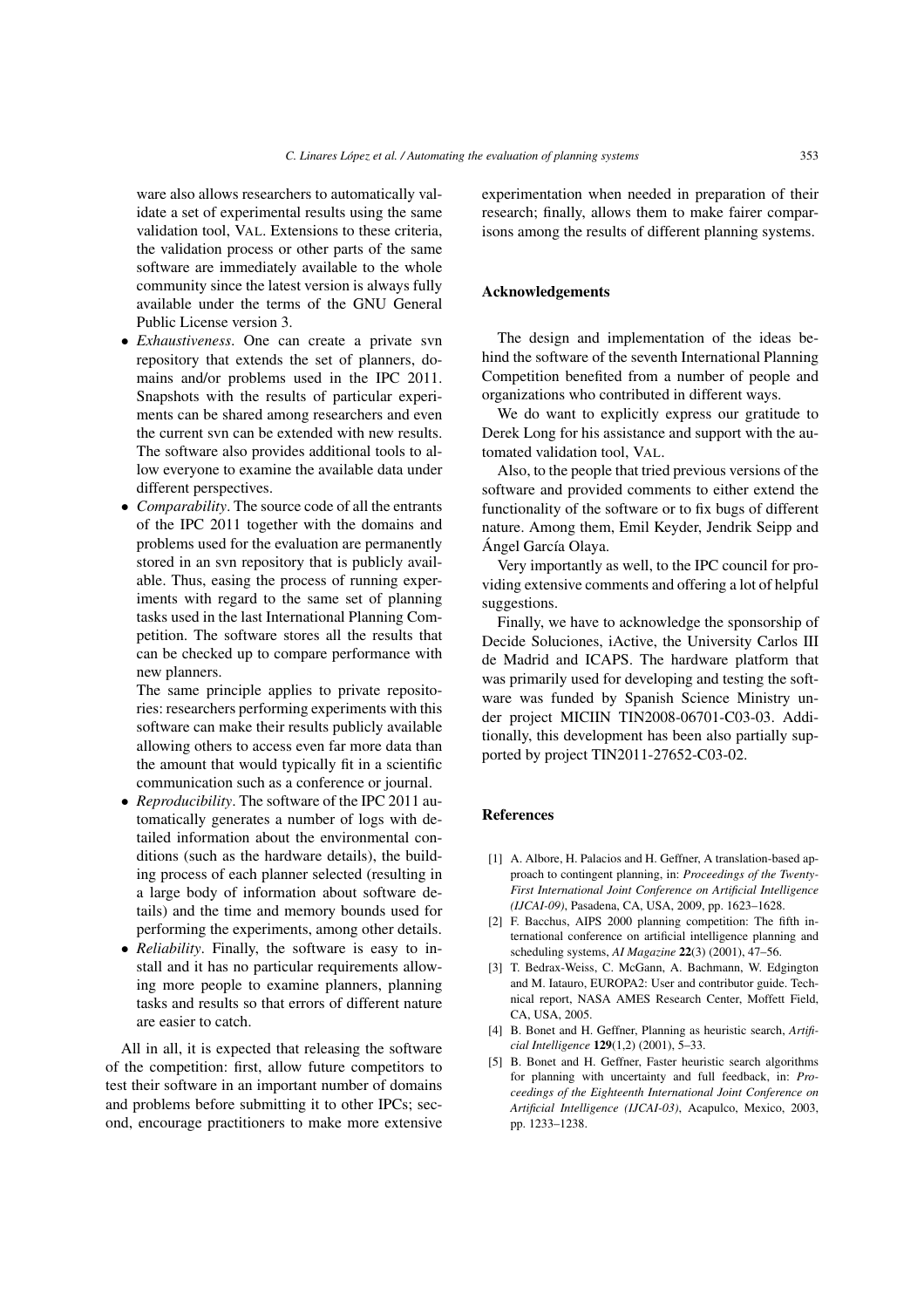ware also allows researchers to automatically validate a set of experimental results using the same validation tool, VAL. Extensions to these criteria, the validation process or other parts of the same software are immediately available to the whole community since the latest version is always fully available under the terms of the GNU General Public License version 3.

- *Exhaustiveness*. One can create a private svn repository that extends the set of planners, domains and/or problems used in the IPC 2011. Snapshots with the results of particular experiments can be shared among researchers and even the current svn can be extended with new results. The software also provides additional tools to allow everyone to examine the available data under different perspectives.
- *Comparability*. The source code of all the entrants of the IPC 2011 together with the domains and problems used for the evaluation are permanently stored in an svn repository that is publicly available. Thus, easing the process of running experiments with regard to the same set of planning tasks used in the last International Planning Competition. The software stores all the results that can be checked up to compare performance with new planners.

  The same principle applies to private repositories: researchers performing experiments with this software can make their results publicly available allowing others to access even far more data than the amount that would typically fit in a scientific communication such as a conference or journal.
- *Reproducibility*. The software of the IPC 2011 automatically generates a number of logs with detailed information about the environmental conditions (such as the hardware details), the building process of each planner selected (resulting in a large body of information about software details) and the time and memory bounds used for performing the experiments, among other details.
- *Reliability*. Finally, the software is easy to install and it has no particular requirements allowing more people to examine planners, planning tasks and results so that errors of different nature are easier to catch.

All in all, it is expected that releasing the software of the competition: first, allow future competitors to test their software in an important number of domains and problems before submitting it to other IPCs; second, encourage practitioners to make more extensive experimentation when needed in preparation of their research; finally, allows them to make fairer comparisons among the results of different planning systems.

## Acknowledgements

The design and implementation of the ideas behind the software of the seventh International Planning Competition benefited from a number of people and organizations who contributed in different ways.

We do want to explicitly express our gratitude to Derek Long for his assistance and support with the automated validation tool, VAL.

Also, to the people that tried previous versions of the software and provided comments to either extend the functionality of the software or to fix bugs of different nature. Among them, Emil Keyder, Jendrik Seipp and Ángel García Olaya.

Very importantly as well, to the IPC council for providing extensive comments and offering a lot of helpful suggestions.

Finally, we have to acknowledge the sponsorship of Decide Soluciones, iActive, the University Carlos III de Madrid and ICAPS. The hardware platform that was primarily used for developing and testing the software was funded by Spanish Science Ministry under project MICIIN TIN2008-06701-C03-03. Additionally, this development has been also partially supported by project TIN2011-27652-C03-02.

## References

[1] A. Albore, H. Palacios and H. Geffner, A translation-based approach to contingent planning, in: *Proceedings of the Twenty-First International Joint Conference on Artificial Intelligence (IJCAI-09)*, Pasadena, CA, USA, 2009, pp. 1623–1628.

[2] F. Bacchus, AIPS 2000 planning competition: The fifth international conference on artificial intelligence planning and scheduling systems, *AI Magazine* **22**(3) (2001), 47–56.

[3] T. Bedrax-Weiss, C. McGann, A. Bachmann, W. Edgington and M. Iatauro, EUROPA2: User and contributor guide. Technical report, NASA AMES Research Center, Moffett Field, CA, USA, 2005.

[4] B. Bonet and H. Geffner, Planning as heuristic search, *Artificial Intelligence* **129**(1,2) (2001), 5–33.

[5] B. Bonet and H. Geffner, Faster heuristic search algorithms for planning with uncertainty and full feedback, in: *Proceedings of the Eighteenth International Joint Conference on Artificial Intelligence (IJCAI-03)*, Acapulco, Mexico, 2003, pp. 1233–1238.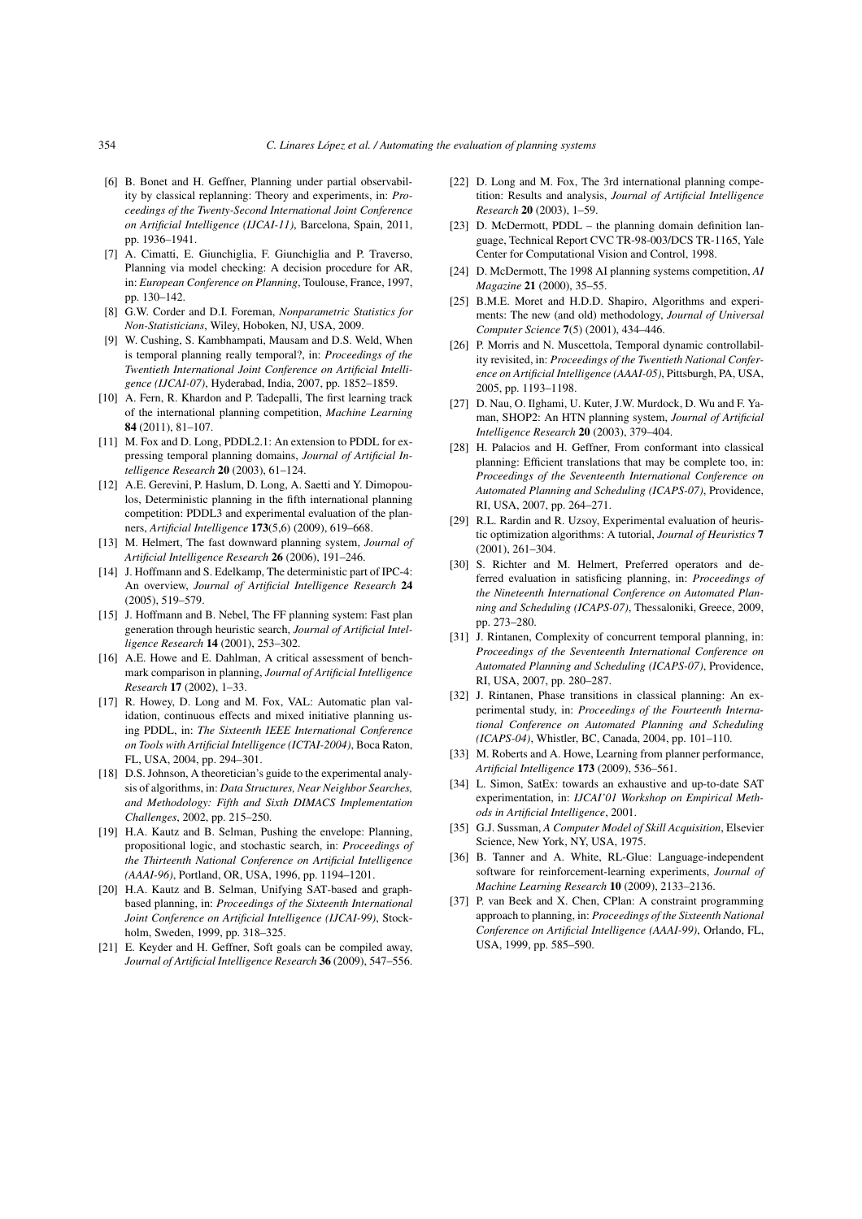[6] B. Bonet and H. Geffner, Planning under partial observability by classical replanning: Theory and experiments, in: *Proceedings of the Twenty-Second International Joint Conference on Artificial Intelligence (IJCAI-11)*, Barcelona, Spain, 2011, pp. 1936–1941.

[7] A. Cimatti, E. Giunchiglia, F. Giunchiglia and P. Traverso, Planning via model checking: A decision procedure for AR, in: *European Conference on Planning*, Toulouse, France, 1997, pp. 130–142.

[8] G.W. Corder and D.I. Foreman, *Nonparametric Statistics for Non-Statisticians*, Wiley, Hoboken, NJ, USA, 2009.

[9] W. Cushing, S. Kambhampati, Mausam and D.S. Weld, When is temporal planning really temporal?, in: *Proceedings of the Twentieth International Joint Conference on Artificial Intelligence (IJCAI-07)*, Hyderabad, India, 2007, pp. 1852–1859.

[10] A. Fern, R. Khardon and P. Tadepalli, The first learning track of the international planning competition, *Machine Learning* **84** (2011), 81–107.

[11] M. Fox and D. Long, PDDL2.1: An extension to PDDL for expressing temporal planning domains, *Journal of Artificial Intelligence Research* **20** (2003), 61–124.

[12] A.E. Gerevini, P. Haslum, D. Long, A. Saetti and Y. Dimopoulos, Deterministic planning in the fifth international planning competition: PDDL3 and experimental evaluation of the planners, *Artificial Intelligence* **173**(5,6) (2009), 619–668.

[13] M. Helmert, The fast downward planning system, *Journal of Artificial Intelligence Research* **26** (2006), 191–246.

[14] J. Hoffmann and S. Edelkamp, The deterministic part of IPC-4: An overview, *Journal of Artificial Intelligence Research* **24** (2005), 519–579.

[15] J. Hoffmann and B. Nebel, The FF planning system: Fast plan generation through heuristic search, *Journal of Artificial Intelligence Research* **14** (2001), 253–302.

[16] A.E. Howe and E. Dahlman, A critical assessment of benchmark comparison in planning, *Journal of Artificial Intelligence Research* **17** (2002), 1–33.

[17] R. Howey, D. Long and M. Fox, VAL: Automatic plan validation, continuous effects and mixed initiative planning using PDDL, in: *The Sixteenth IEEE International Conference on Tools with Artificial Intelligence (ICTAI-2004)*, Boca Raton, FL, USA, 2004, pp. 294–301.

[18] D.S. Johnson, A theoretician's guide to the experimental analysis of algorithms, in: *Data Structures, Near Neighbor Searches, and Methodology: Fifth and Sixth DIMACS Implementation Challenges*, 2002, pp. 215–250.

[19] H.A. Kautz and B. Selman, Pushing the envelope: Planning, propositional logic, and stochastic search, in: *Proceedings of the Thirteenth National Conference on Artificial Intelligence (AAAI-96)*, Portland, OR, USA, 1996, pp. 1194–1201.

[20] H.A. Kautz and B. Selman, Unifying SAT-based and graph-based planning, in: *Proceedings of the Sixteenth International Joint Conference on Artificial Intelligence (IJCAI-99)*, Stockholm, Sweden, 1999, pp. 318–325.

[21] E. Keyder and H. Geffner, Soft goals can be compiled away, *Journal of Artificial Intelligence Research* **36** (2009), 547–556.

[22] D. Long and M. Fox, The 3rd international planning competition: Results and analysis, *Journal of Artificial Intelligence Research* **20** (2003), 1–59.

[23] D. McDermott, PDDL – the planning domain definition language, Technical Report CVC TR-98-003/DCS TR-1165, Yale Center for Computational Vision and Control, 1998.

[24] D. McDermott, The 1998 AI planning systems competition, *AI Magazine* **21** (2000), 35–55.

[25] B.M.E. Moret and H.D.D. Shapiro, Algorithms and experiments: The new (and old) methodology, *Journal of Universal Computer Science* **7**(5) (2001), 434–446.

[26] P. Morris and N. Muscettola, Temporal dynamic controllability revisited, in: *Proceedings of the Twentieth National Conference on Artificial Intelligence (AAAI-05)*, Pittsburgh, PA, USA, 2005, pp. 1193–1198.

[27] D. Nau, O. Ilghami, U. Kuter, J.W. Murdock, D. Wu and F. Yaman, SHOP2: An HTN planning system, *Journal of Artificial Intelligence Research* **20** (2003), 379–404.

[28] H. Palacios and H. Geffner, From conformant into classical planning: Efficient translations that may be complete too, in: *Proceedings of the Seventeenth International Conference on Automated Planning and Scheduling (ICAPS-07)*, Providence, RI, USA, 2007, pp. 264–271.

[29] R.L. Rardin and R. Uzsoy, Experimental evaluation of heuristic optimization algorithms: A tutorial, *Journal of Heuristics* **7** (2001), 261–304.

[30] S. Richter and M. Helmert, Preferred operators and deferred evaluation in satisficing planning, in: *Proceedings of the Nineteenth International Conference on Automated Planning and Scheduling (ICAPS-07)*, Thessaloniki, Greece, 2009, pp. 273–280.

[31] J. Rintanen, Complexity of concurrent temporal planning, in: *Proceedings of the Seventeenth International Conference on Automated Planning and Scheduling (ICAPS-07)*, Providence, RI, USA, 2007, pp. 280–287.

[32] J. Rintanen, Phase transitions in classical planning: An experimental study, in: *Proceedings of the Fourteenth International Conference on Automated Planning and Scheduling (ICAPS-04)*, Whistler, BC, Canada, 2004, pp. 101–110.

[33] M. Roberts and A. Howe, Learning from planner performance, *Artificial Intelligence* **173** (2009), 536–561.

[34] L. Simon, SatEx: towards an exhaustive and up-to-date SAT experimentation, in: *IJCAI'01 Workshop on Empirical Methods in Artificial Intelligence*, 2001.

[35] G.J. Sussman, *A Computer Model of Skill Acquisition*, Elsevier Science, New York, NY, USA, 1975.

[36] B. Tanner and A. White, RL-Glue: Language-independent software for reinforcement-learning experiments, *Journal of Machine Learning Research* **10** (2009), 2133–2136.

[37] P. van Beek and X. Chen, CPlan: A constraint programming approach to planning, in: *Proceedings of the Sixteenth National Conference on Artificial Intelligence (AAAI-99)*, Orlando, FL, USA, 1999, pp. 585–590.